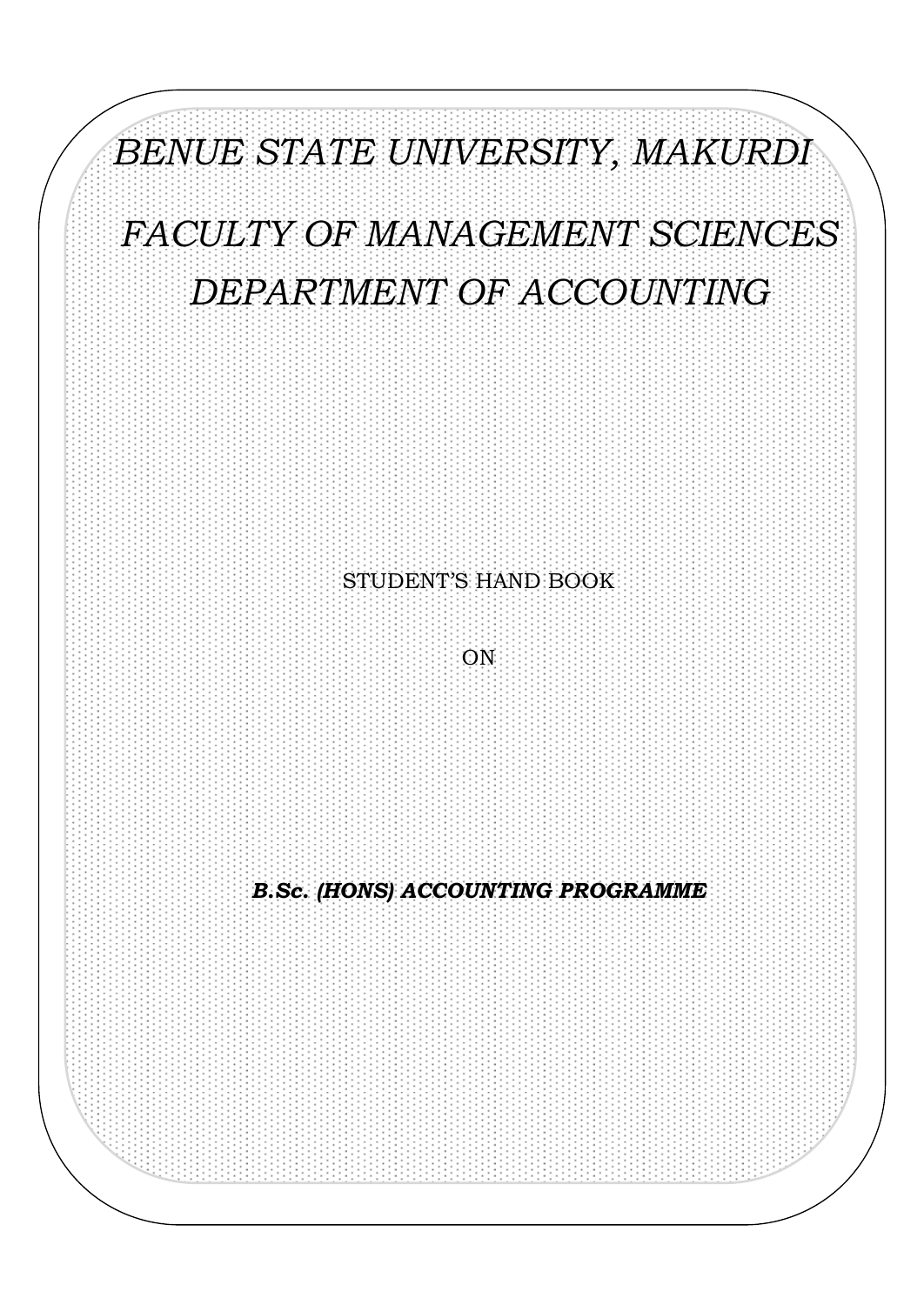# *BENUE STATE UNIVERSITY, MAKURDI*

## *FACULTY OF MANAGEMENT SCIENCES*

## *DEPARTMENT OF ACCOUNTING*

STUDENT'S HAND BOOK

ON

***B.Sc. (HONS) ACCOUNTING PROGRAMME***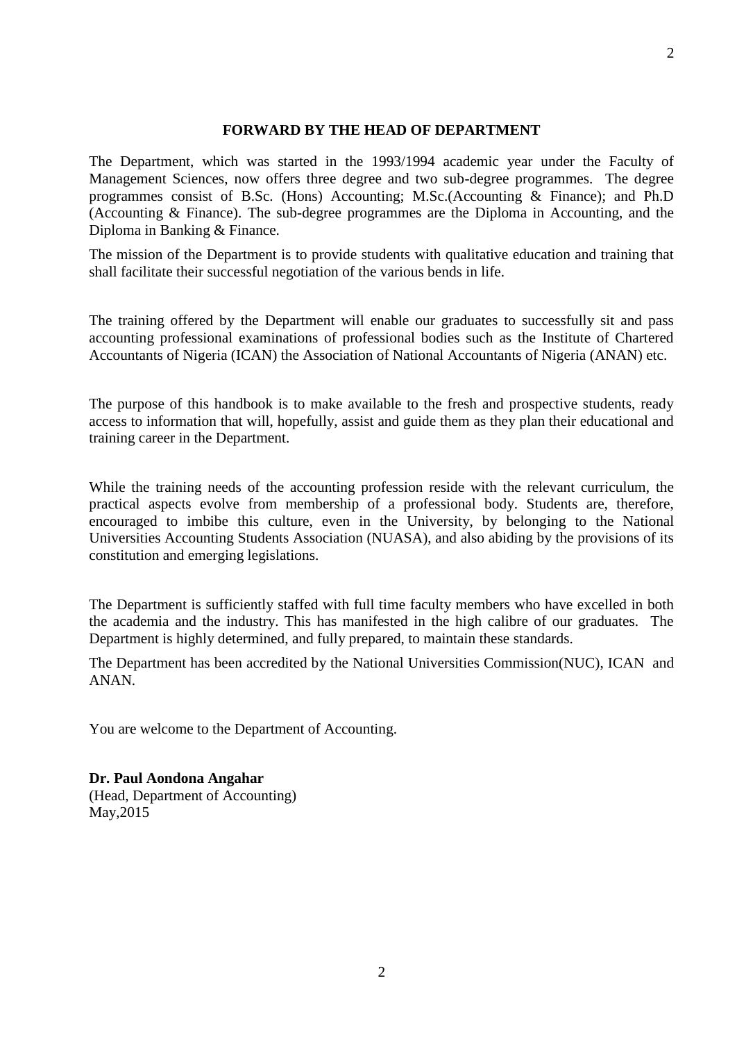## FORWARD BY THE HEAD OF DEPARTMENT

The Department, which was started in the 1993/1994 academic year under the Faculty of Management Sciences, now offers three degree and two sub-degree programmes. The degree programmes consist of B.Sc. (Hons) Accounting; M.Sc.(Accounting & Finance); and Ph.D (Accounting & Finance). The sub-degree programmes are the Diploma in Accounting, and the Diploma in Banking & Finance.

The mission of the Department is to provide students with qualitative education and training that shall facilitate their successful negotiation of the various bends in life.

The training offered by the Department will enable our graduates to successfully sit and pass accounting professional examinations of professional bodies such as the Institute of Chartered Accountants of Nigeria (ICAN) the Association of National Accountants of Nigeria (ANAN) etc.

The purpose of this handbook is to make available to the fresh and prospective students, ready access to information that will, hopefully, assist and guide them as they plan their educational and training career in the Department.

While the training needs of the accounting profession reside with the relevant curriculum, the practical aspects evolve from membership of a professional body. Students are, therefore, encouraged to imbibe this culture, even in the University, by belonging to the National Universities Accounting Students Association (NUASA), and also abiding by the provisions of its constitution and emerging legislations.

The Department is sufficiently staffed with full time faculty members who have excelled in both the academia and the industry. This has manifested in the high calibre of our graduates. The Department is highly determined, and fully prepared, to maintain these standards.

The Department has been accredited by the National Universities Commission(NUC), ICAN and ANAN.

You are welcome to the Department of Accounting.

**Dr. Paul Aondona Angahar**
(Head, Department of Accounting)
May,2015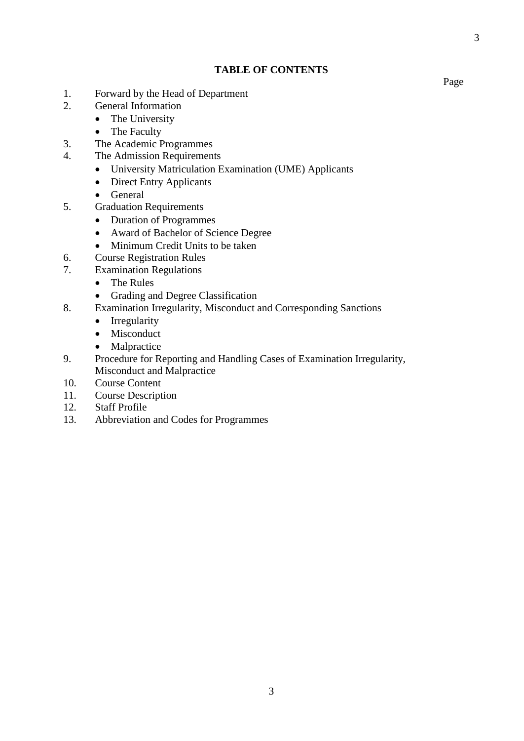## TABLE OF CONTENTS

Page

1. Forward by the Head of Department
2. General Information
   - The University
   - The Faculty
3. The Academic Programmes
4. The Admission Requirements
   - University Matriculation Examination (UME) Applicants
   - Direct Entry Applicants
   - General
5. Graduation Requirements
   - Duration of Programmes
   - Award of Bachelor of Science Degree
   - Minimum Credit Units to be taken
6. Course Registration Rules
7. Examination Regulations
   - The Rules
   - Grading and Degree Classification
8. Examination Irregularity, Misconduct and Corresponding Sanctions
   - Irregularity
   - Misconduct
   - Malpractice
9. Procedure for Reporting and Handling Cases of Examination Irregularity, Misconduct and Malpractice
10. Course Content
11. Course Description
12. Staff Profile
13. Abbreviation and Codes for Programmes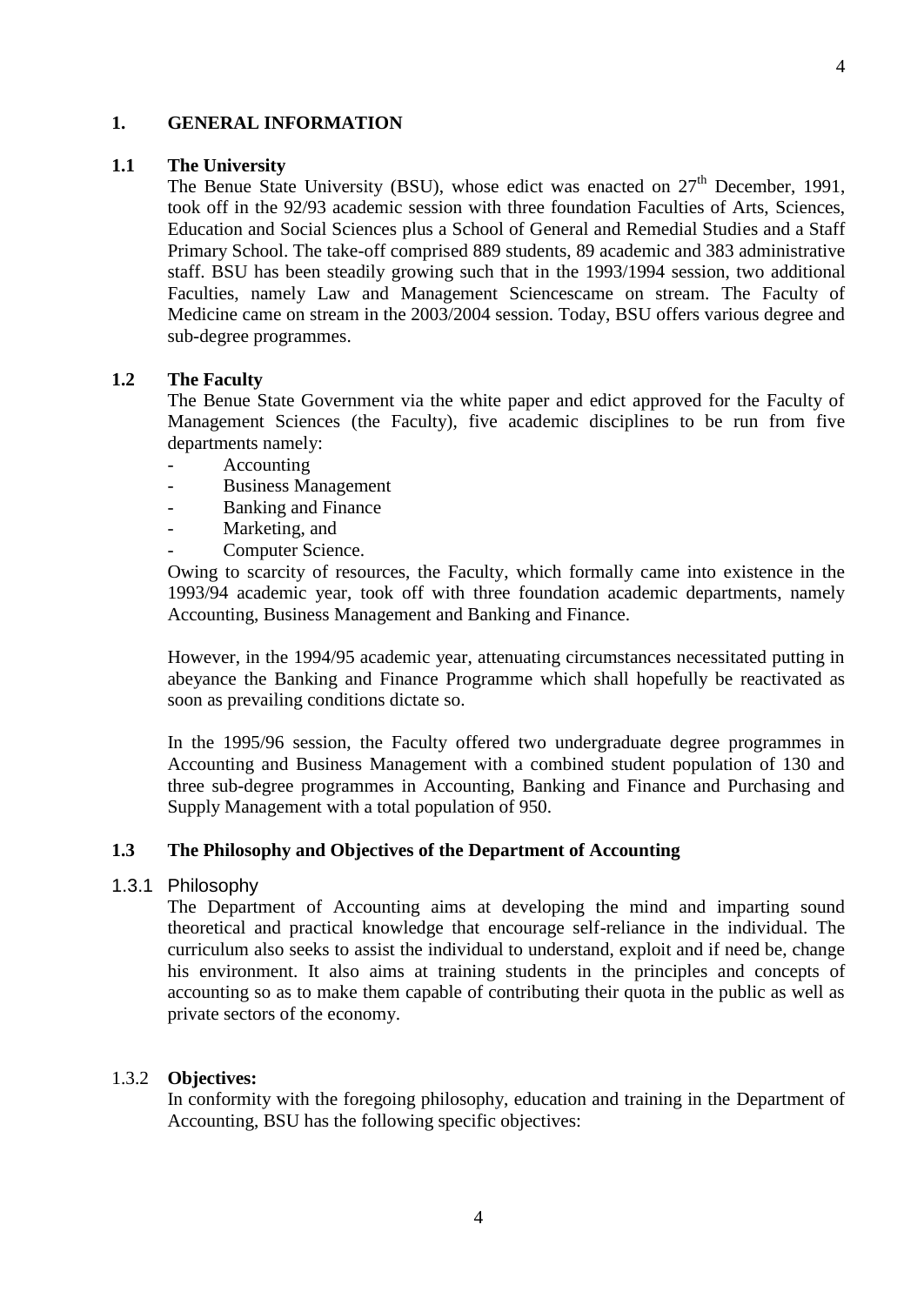# 1. GENERAL INFORMATION

## 1.1 The University

The Benue State University (BSU), whose edict was enacted on 27th December, 1991, took off in the 92/93 academic session with three foundation Faculties of Arts, Sciences, Education and Social Sciences plus a School of General and Remedial Studies and a Staff Primary School. The take-off comprised 889 students, 89 academic and 383 administrative staff. BSU has been steadily growing such that in the 1993/1994 session, two additional Faculties, namely Law and Management Sciencescame on stream. The Faculty of Medicine came on stream in the 2003/2004 session. Today, BSU offers various degree and sub-degree programmes.

## 1.2 The Faculty

The Benue State Government via the white paper and edict approved for the Faculty of Management Sciences (the Faculty), five academic disciplines to be run from five departments namely:

- Accounting
- Business Management
- Banking and Finance
- Marketing, and
- Computer Science.

Owing to scarcity of resources, the Faculty, which formally came into existence in the 1993/94 academic year, took off with three foundation academic departments, namely Accounting, Business Management and Banking and Finance.

However, in the 1994/95 academic year, attenuating circumstances necessitated putting in abeyance the Banking and Finance Programme which shall hopefully be reactivated as soon as prevailing conditions dictate so.

In the 1995/96 session, the Faculty offered two undergraduate degree programmes in Accounting and Business Management with a combined student population of 130 and three sub-degree programmes in Accounting, Banking and Finance and Purchasing and Supply Management with a total population of 950.

## 1.3 The Philosophy and Objectives of the Department of Accounting

### 1.3.1 Philosophy

The Department of Accounting aims at developing the mind and imparting sound theoretical and practical knowledge that encourage self-reliance in the individual. The curriculum also seeks to assist the individual to understand, exploit and if need be, change his environment. It also aims at training students in the principles and concepts of accounting so as to make them capable of contributing their quota in the public as well as private sectors of the economy.

### 1.3.2 Objectives:

In conformity with the foregoing philosophy, education and training in the Department of Accounting, BSU has the following specific objectives: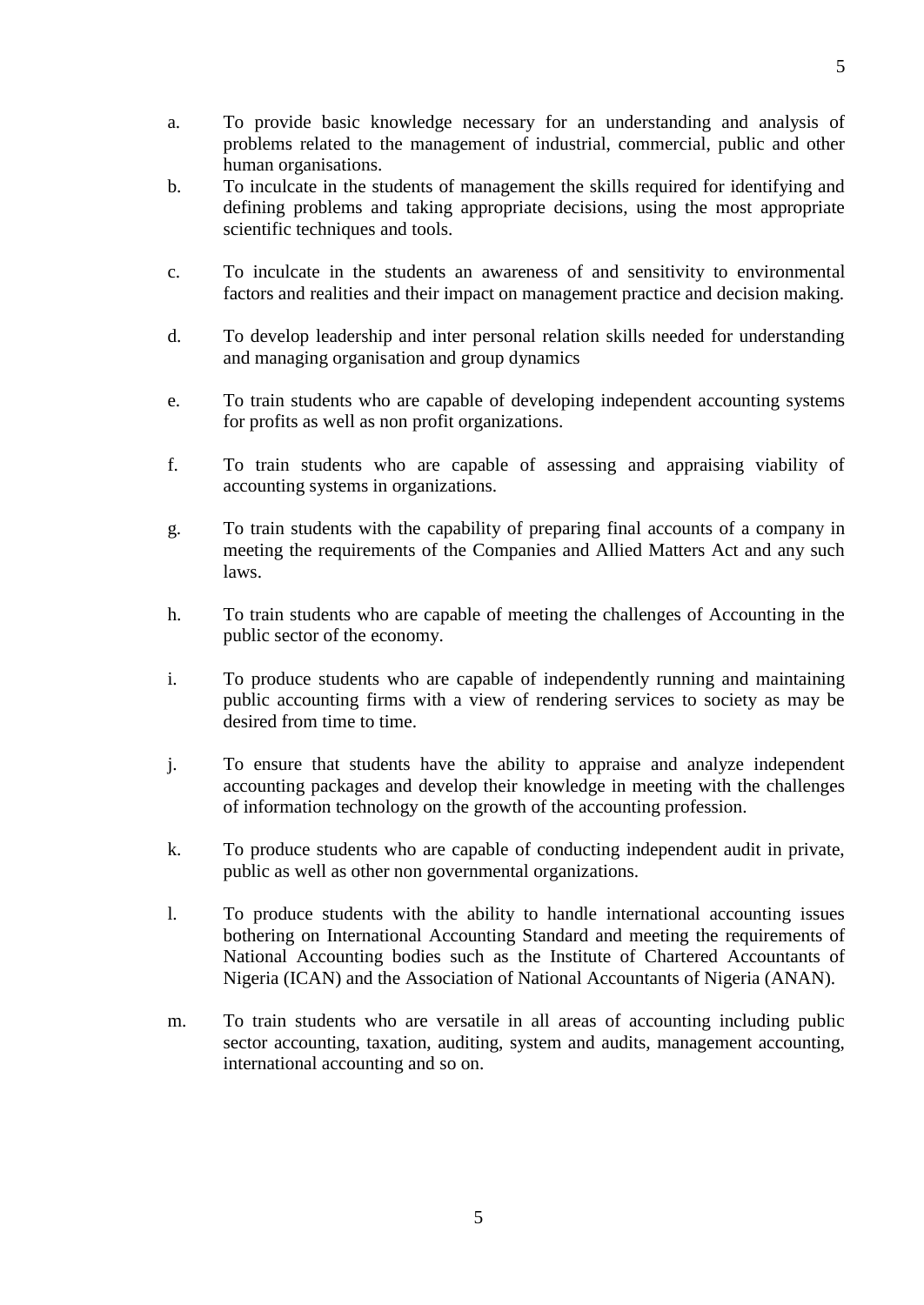a. To provide basic knowledge necessary for an understanding and analysis of problems related to the management of industrial, commercial, public and other human organisations.

b. To inculcate in the students of management the skills required for identifying and defining problems and taking appropriate decisions, using the most appropriate scientific techniques and tools.

c. To inculcate in the students an awareness of and sensitivity to environmental factors and realities and their impact on management practice and decision making.

d. To develop leadership and inter personal relation skills needed for understanding and managing organisation and group dynamics

e. To train students who are capable of developing independent accounting systems for profits as well as non profit organizations.

f. To train students who are capable of assessing and appraising viability of accounting systems in organizations.

g. To train students with the capability of preparing final accounts of a company in meeting the requirements of the Companies and Allied Matters Act and any such laws.

h. To train students who are capable of meeting the challenges of Accounting in the public sector of the economy.

i. To produce students who are capable of independently running and maintaining public accounting firms with a view of rendering services to society as may be desired from time to time.

j. To ensure that students have the ability to appraise and analyze independent accounting packages and develop their knowledge in meeting with the challenges of information technology on the growth of the accounting profession.

k. To produce students who are capable of conducting independent audit in private, public as well as other non governmental organizations.

l. To produce students with the ability to handle international accounting issues bothering on International Accounting Standard and meeting the requirements of National Accounting bodies such as the Institute of Chartered Accountants of Nigeria (ICAN) and the Association of National Accountants of Nigeria (ANAN).

m. To train students who are versatile in all areas of accounting including public sector accounting, taxation, auditing, system and audits, management accounting, international accounting and so on.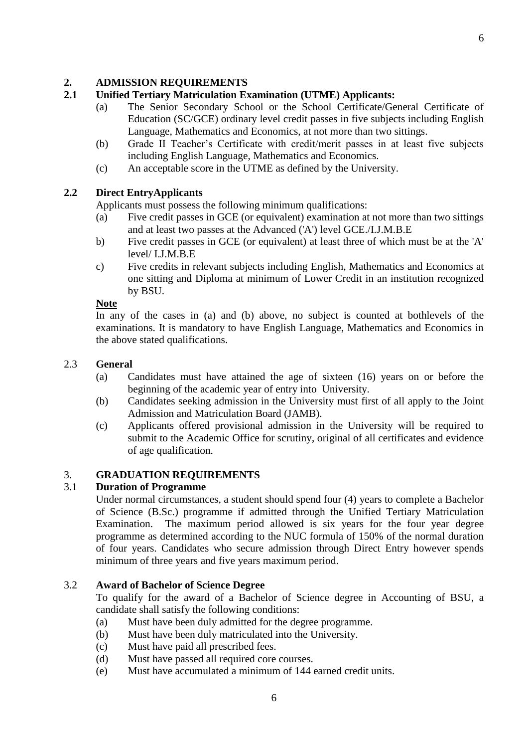## 2. ADMISSION REQUIREMENTS

### 2.1 Unified Tertiary Matriculation Examination (UTME) Applicants:

(a) The Senior Secondary School or the School Certificate/General Certificate of Education (SC/GCE) ordinary level credit passes in five subjects including English Language, Mathematics and Economics, at not more than two sittings.

(b) Grade II Teacher's Certificate with credit/merit passes in at least five subjects including English Language, Mathematics and Economics.

(c) An acceptable score in the UTME as defined by the University.

### 2.2 Direct EntryApplicants

Applicants must possess the following minimum qualifications:

(a) Five credit passes in GCE (or equivalent) examination at not more than two sittings and at least two passes at the Advanced ('A') level GCE./I.J.M.B.E

b) Five credit passes in GCE (or equivalent) at least three of which must be at the 'A' level/ I.J.M.B.E

c) Five credits in relevant subjects including English, Mathematics and Economics at one sitting and Diploma at minimum of Lower Credit in an institution recognized by BSU.

**Note**

In any of the cases in (a) and (b) above, no subject is counted at bothlevels of the examinations. It is mandatory to have English Language, Mathematics and Economics in the above stated qualifications.

### 2.3 General

(a) Candidates must have attained the age of sixteen (16) years on or before the beginning of the academic year of entry into University.

(b) Candidates seeking admission in the University must first of all apply to the Joint Admission and Matriculation Board (JAMB).

(c) Applicants offered provisional admission in the University will be required to submit to the Academic Office for scrutiny, original of all certificates and evidence of age qualification.

## 3. GRADUATION REQUIREMENTS

### 3.1 Duration of Programme

Under normal circumstances, a student should spend four (4) years to complete a Bachelor of Science (B.Sc.) programme if admitted through the Unified Tertiary Matriculation Examination. The maximum period allowed is six years for the four year degree programme as determined according to the NUC formula of 150% of the normal duration of four years. Candidates who secure admission through Direct Entry however spends minimum of three years and five years maximum period.

### 3.2 Award of Bachelor of Science Degree

To qualify for the award of a Bachelor of Science degree in Accounting of BSU, a candidate shall satisfy the following conditions:

(a) Must have been duly admitted for the degree programme.

(b) Must have been duly matriculated into the University.

(c) Must have paid all prescribed fees.

(d) Must have passed all required core courses.

(e) Must have accumulated a minimum of 144 earned credit units.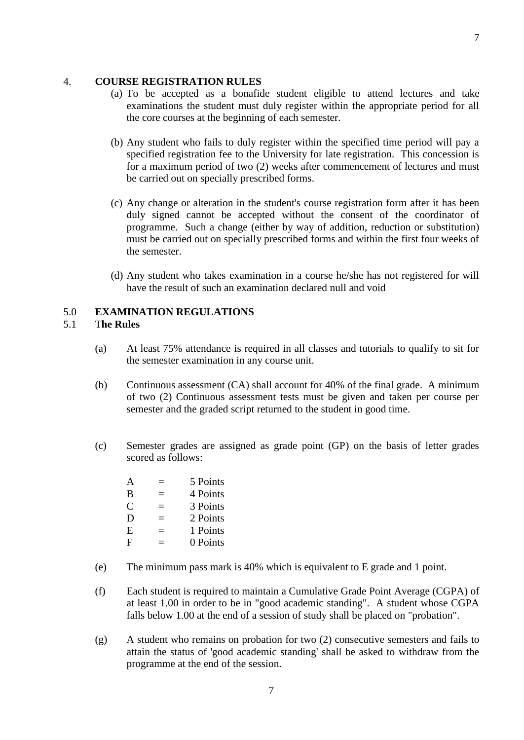## 4. COURSE REGISTRATION RULES

(a) To be accepted as a bonafide student eligible to attend lectures and take examinations the student must duly register within the appropriate period for all the core courses at the beginning of each semester.

(b) Any student who fails to duly register within the specified time period will pay a specified registration fee to the University for late registration. This concession is for a maximum period of two (2) weeks after commencement of lectures and must be carried out on specially prescribed forms.

(c) Any change or alteration in the student's course registration form after it has been duly signed cannot be accepted without the consent of the coordinator of programme. Such a change (either by way of addition, reduction or substitution) must be carried out on specially prescribed forms and within the first four weeks of the semester.

(d) Any student who takes examination in a course he/she has not registered for will have the result of such an examination declared null and void

## 5.0 EXAMINATION REGULATIONS

### 5.1 The Rules

(a) At least 75% attendance is required in all classes and tutorials to qualify to sit for the semester examination in any course unit.

(b) Continuous assessment (CA) shall account for 40% of the final grade. A minimum of two (2) Continuous assessment tests must be given and taken per course per semester and the graded script returned to the student in good time.

(c) Semester grades are assigned as grade point (GP) on the basis of letter grades scored as follows:

A = 5 Points
B = 4 Points
C = 3 Points
D = 2 Points
E = 1 Points
F = 0 Points

(e) The minimum pass mark is 40% which is equivalent to E grade and 1 point.

(f) Each student is required to maintain a Cumulative Grade Point Average (CGPA) of at least 1.00 in order to be in "good academic standing". A student whose CGPA falls below 1.00 at the end of a session of study shall be placed on "probation".

(g) A student who remains on probation for two (2) consecutive semesters and fails to attain the status of 'good academic standing' shall be asked to withdraw from the programme at the end of the session.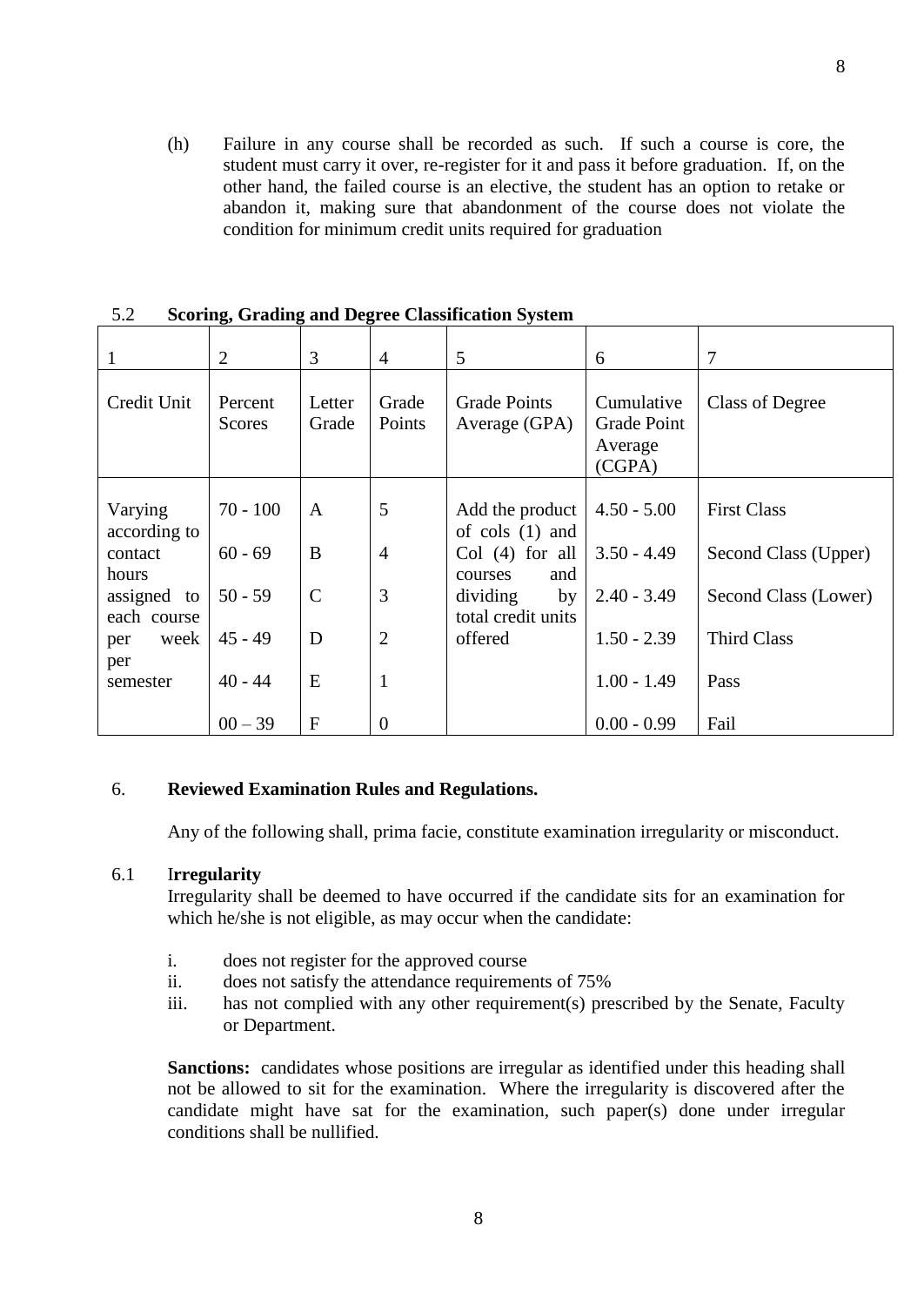(h) Failure in any course shall be recorded as such. If such a course is core, the student must carry it over, re-register for it and pass it before graduation. If, on the other hand, the failed course is an elective, the student has an option to retake or abandon it, making sure that abandonment of the course does not violate the condition for minimum credit units required for graduation

### 5.2 Scoring, Grading and Degree Classification System

| 1 | 2 | 3 | 4 | 5 | 6 | 7 |
|---|---|---|---|---|---|---|
| Credit Unit | Percent Scores | Letter Grade | Grade Points | Grade Points Average (GPA) | Cumulative Grade Point Average (CGPA) | Class of Degree |
| Varying according to contact hours assigned to each course per week per semester | 70 - 100 | A | 5 | Add the product of cols (1) and Col (4) for all courses and dividing by total credit units offered | 4.50 - 5.00 | First Class |
| | 60 - 69 | B | 4 | | 3.50 - 4.49 | Second Class (Upper) |
| | 50 - 59 | C | 3 | | 2.40 - 3.49 | Second Class (Lower) |
| | 45 - 49 | D | 2 | | 1.50 - 2.39 | Third Class |
| | 40 - 44 | E | 1 | | 1.00 - 1.49 | Pass |
| | 00 – 39 | F | 0 | | 0.00 - 0.99 | Fail |

## 6. Reviewed Examination Rules and Regulations.

Any of the following shall, prima facie, constitute examination irregularity or misconduct.

### 6.1 Irregularity

Irregularity shall be deemed to have occurred if the candidate sits for an examination for which he/she is not eligible, as may occur when the candidate:

i. does not register for the approved course
ii. does not satisfy the attendance requirements of 75%
iii. has not complied with any other requirement(s) prescribed by the Senate, Faculty or Department.

**Sanctions:** candidates whose positions are irregular as identified under this heading shall not be allowed to sit for the examination. Where the irregularity is discovered after the candidate might have sat for the examination, such paper(s) done under irregular conditions shall be nullified.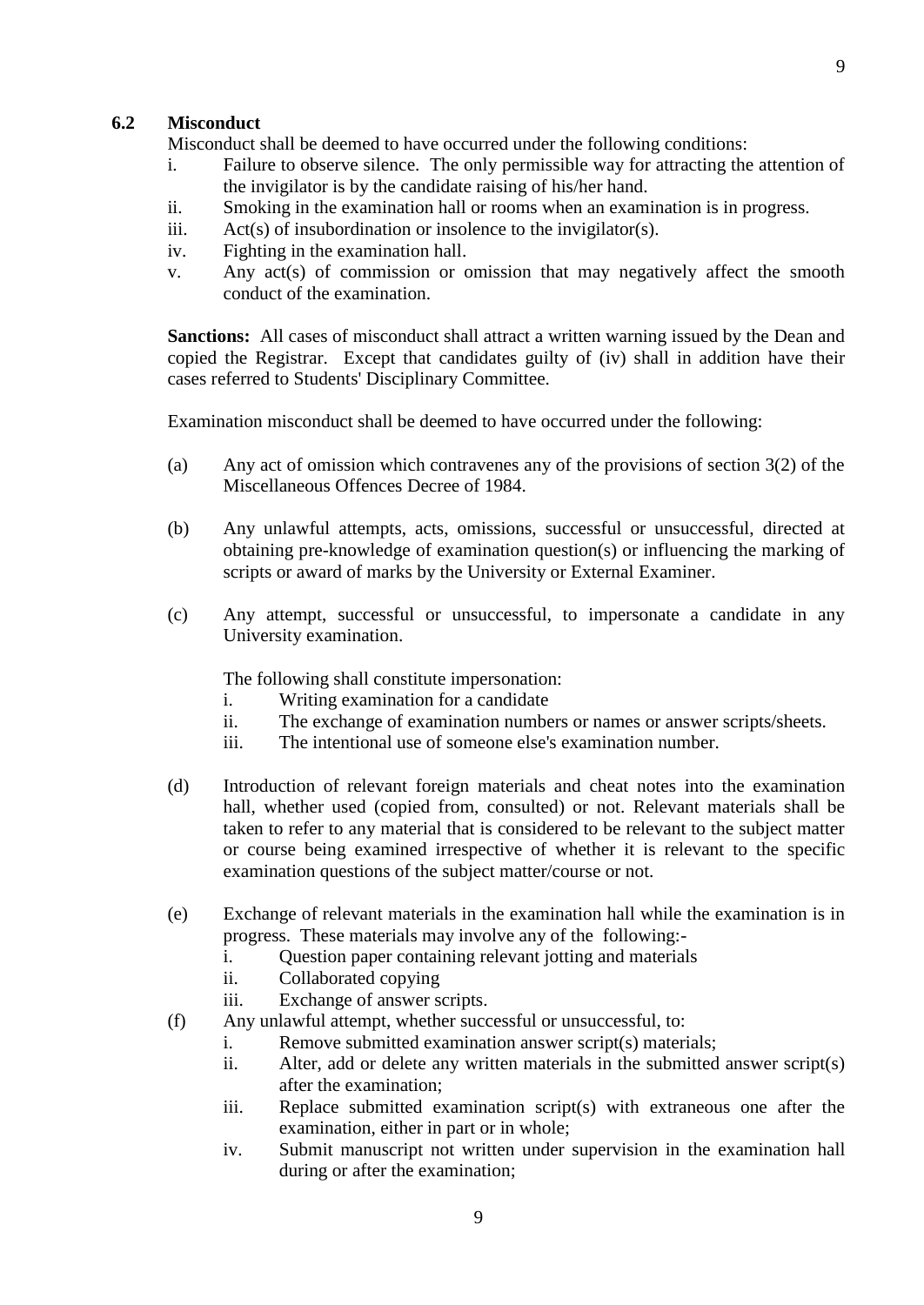### 6.2 Misconduct

Misconduct shall be deemed to have occurred under the following conditions:

i. Failure to observe silence. The only permissible way for attracting the attention of the invigilator is by the candidate raising of his/her hand.
ii. Smoking in the examination hall or rooms when an examination is in progress.
iii. Act(s) of insubordination or insolence to the invigilator(s).
iv. Fighting in the examination hall.
v. Any act(s) of commission or omission that may negatively affect the smooth conduct of the examination.

**Sanctions:** All cases of misconduct shall attract a written warning issued by the Dean and copied the Registrar. Except that candidates guilty of (iv) shall in addition have their cases referred to Students' Disciplinary Committee.

Examination misconduct shall be deemed to have occurred under the following:

(a) Any act of omission which contravenes any of the provisions of section 3(2) of the Miscellaneous Offences Decree of 1984.

(b) Any unlawful attempts, acts, omissions, successful or unsuccessful, directed at obtaining pre-knowledge of examination question(s) or influencing the marking of scripts or award of marks by the University or External Examiner.

(c) Any attempt, successful or unsuccessful, to impersonate a candidate in any University examination.

The following shall constitute impersonation:

i. Writing examination for a candidate
ii. The exchange of examination numbers or names or answer scripts/sheets.
iii. The intentional use of someone else's examination number.

(d) Introduction of relevant foreign materials and cheat notes into the examination hall, whether used (copied from, consulted) or not. Relevant materials shall be taken to refer to any material that is considered to be relevant to the subject matter or course being examined irrespective of whether it is relevant to the specific examination questions of the subject matter/course or not.

(e) Exchange of relevant materials in the examination hall while the examination is in progress. These materials may involve any of the following:-

i. Question paper containing relevant jotting and materials
ii. Collaborated copying
iii. Exchange of answer scripts.

(f) Any unlawful attempt, whether successful or unsuccessful, to:

i. Remove submitted examination answer script(s) materials;
ii. Alter, add or delete any written materials in the submitted answer script(s) after the examination;
iii. Replace submitted examination script(s) with extraneous one after the examination, either in part or in whole;
iv. Submit manuscript not written under supervision in the examination hall during or after the examination;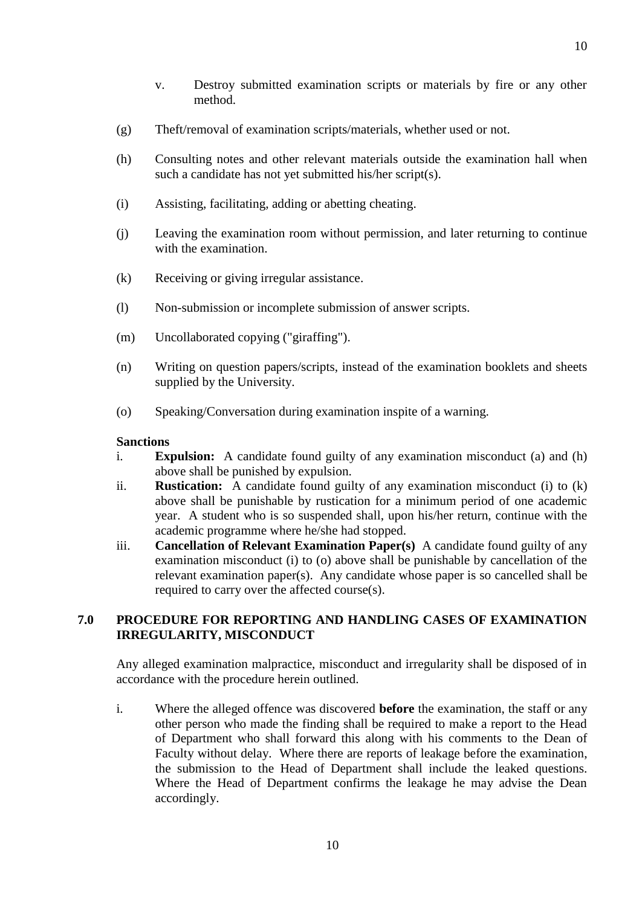v. Destroy submitted examination scripts or materials by fire or any other method.

(g) Theft/removal of examination scripts/materials, whether used or not.

(h) Consulting notes and other relevant materials outside the examination hall when such a candidate has not yet submitted his/her script(s).

(i) Assisting, facilitating, adding or abetting cheating.

(j) Leaving the examination room without permission, and later returning to continue with the examination.

(k) Receiving or giving irregular assistance.

(l) Non-submission or incomplete submission of answer scripts.

(m) Uncollaborated copying ("giraffing").

(n) Writing on question papers/scripts, instead of the examination booklets and sheets supplied by the University.

(o) Speaking/Conversation during examination inspite of a warning.

**Sanctions**

i. **Expulsion:** A candidate found guilty of any examination misconduct (a) and (h) above shall be punished by expulsion.

ii. **Rustication:** A candidate found guilty of any examination misconduct (i) to (k) above shall be punishable by rustication for a minimum period of one academic year. A student who is so suspended shall, upon his/her return, continue with the academic programme where he/she had stopped.

iii. **Cancellation of Relevant Examination Paper(s)** A candidate found guilty of any examination misconduct (i) to (o) above shall be punishable by cancellation of the relevant examination paper(s). Any candidate whose paper is so cancelled shall be required to carry over the affected course(s).

## 7.0 PROCEDURE FOR REPORTING AND HANDLING CASES OF EXAMINATION IRREGULARITY, MISCONDUCT

Any alleged examination malpractice, misconduct and irregularity shall be disposed of in accordance with the procedure herein outlined.

i. Where the alleged offence was discovered **before** the examination, the staff or any other person who made the finding shall be required to make a report to the Head of Department who shall forward this along with his comments to the Dean of Faculty without delay. Where there are reports of leakage before the examination, the submission to the Head of Department shall include the leaked questions. Where the Head of Department confirms the leakage he may advise the Dean accordingly.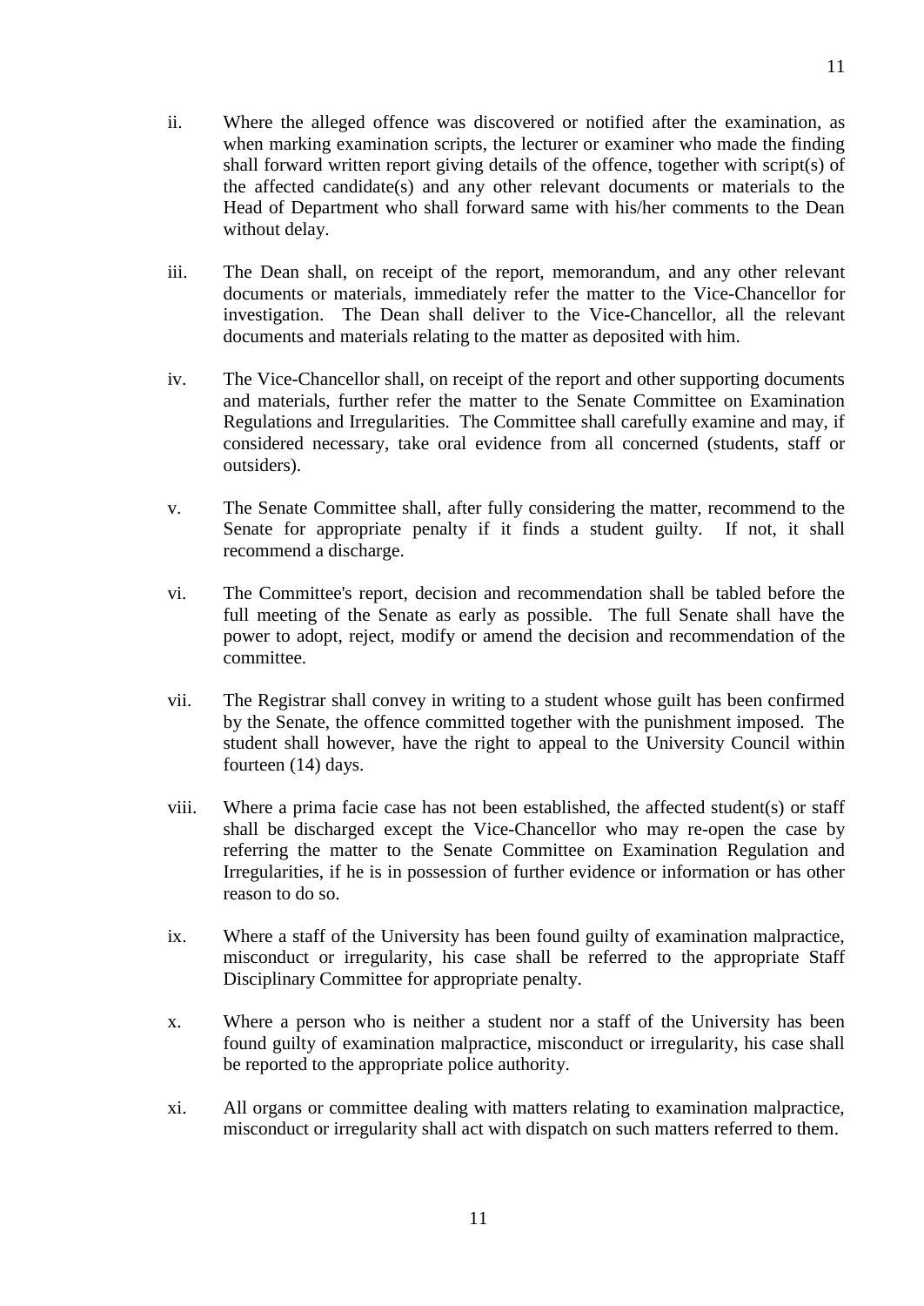ii. Where the alleged offence was discovered or notified after the examination, as when marking examination scripts, the lecturer or examiner who made the finding shall forward written report giving details of the offence, together with script(s) of the affected candidate(s) and any other relevant documents or materials to the Head of Department who shall forward same with his/her comments to the Dean without delay.

iii. The Dean shall, on receipt of the report, memorandum, and any other relevant documents or materials, immediately refer the matter to the Vice-Chancellor for investigation. The Dean shall deliver to the Vice-Chancellor, all the relevant documents and materials relating to the matter as deposited with him.

iv. The Vice-Chancellor shall, on receipt of the report and other supporting documents and materials, further refer the matter to the Senate Committee on Examination Regulations and Irregularities. The Committee shall carefully examine and may, if considered necessary, take oral evidence from all concerned (students, staff or outsiders).

v. The Senate Committee shall, after fully considering the matter, recommend to the Senate for appropriate penalty if it finds a student guilty. If not, it shall recommend a discharge.

vi. The Committee's report, decision and recommendation shall be tabled before the full meeting of the Senate as early as possible. The full Senate shall have the power to adopt, reject, modify or amend the decision and recommendation of the committee.

vii. The Registrar shall convey in writing to a student whose guilt has been confirmed by the Senate, the offence committed together with the punishment imposed. The student shall however, have the right to appeal to the University Council within fourteen (14) days.

viii. Where a prima facie case has not been established, the affected student(s) or staff shall be discharged except the Vice-Chancellor who may re-open the case by referring the matter to the Senate Committee on Examination Regulation and Irregularities, if he is in possession of further evidence or information or has other reason to do so.

ix. Where a staff of the University has been found guilty of examination malpractice, misconduct or irregularity, his case shall be referred to the appropriate Staff Disciplinary Committee for appropriate penalty.

x. Where a person who is neither a student nor a staff of the University has been found guilty of examination malpractice, misconduct or irregularity, his case shall be reported to the appropriate police authority.

xi. All organs or committee dealing with matters relating to examination malpractice, misconduct or irregularity shall act with dispatch on such matters referred to them.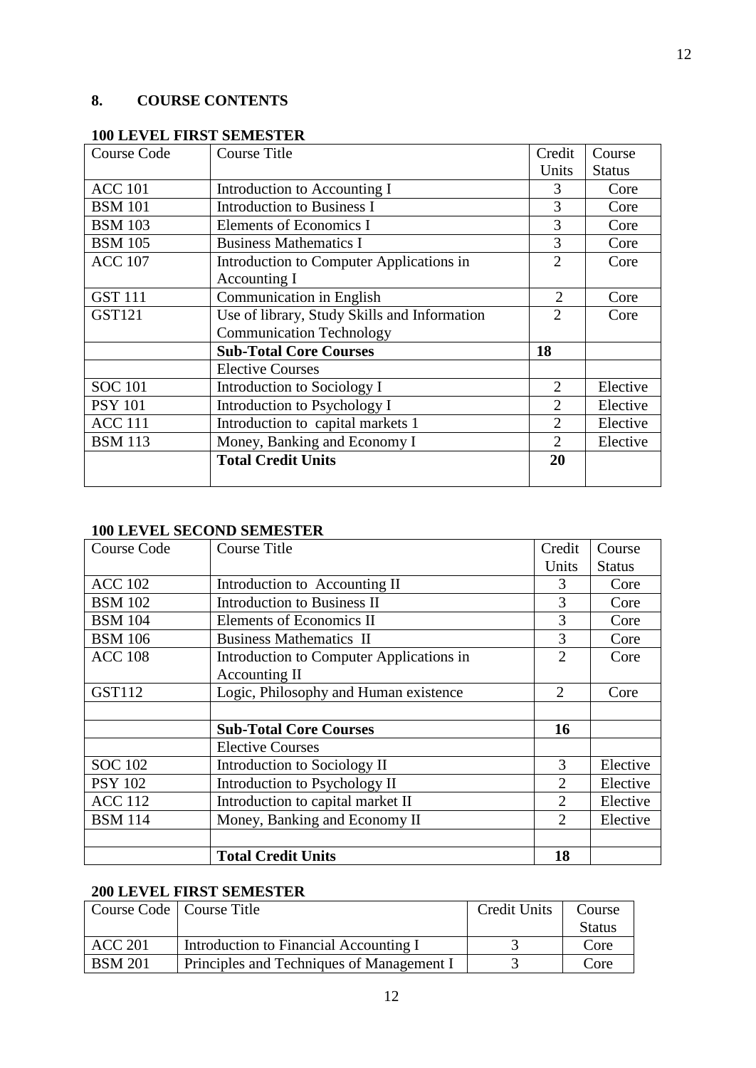## 8. COURSE CONTENTS

### 100 LEVEL FIRST SEMESTER

| Course Code | Course Title | Credit Units | Course Status |
|---|---|---|---|
| ACC 101 | Introduction to Accounting I | 3 | Core |
| BSM 101 | Introduction to Business I | 3 | Core |
| BSM 103 | Elements of Economics I | 3 | Core |
| BSM 105 | Business Mathematics I | 3 | Core |
| ACC 107 | Introduction to Computer Applications in Accounting I | 2 | Core |
| GST 111 | Communication in English | 2 | Core |
| GST121 | Use of library, Study Skills and Information Communication Technology | 2 | Core |
| | **Sub-Total Core Courses** | **18** | |
| | Elective Courses | | |
| SOC 101 | Introduction to Sociology I | 2 | Elective |
| PSY 101 | Introduction to Psychology I | 2 | Elective |
| ACC 111 | Introduction to capital markets 1 | 2 | Elective |
| BSM 113 | Money, Banking and Economy I | 2 | Elective |
| | **Total Credit Units** | **20** | |

### 100 LEVEL SECOND SEMESTER

| Course Code | Course Title | Credit Units | Course Status |
|---|---|---|---|
| ACC 102 | Introduction to Accounting II | 3 | Core |
| BSM 102 | Introduction to Business II | 3 | Core |
| BSM 104 | Elements of Economics II | 3 | Core |
| BSM 106 | Business Mathematics II | 3 | Core |
| ACC 108 | Introduction to Computer Applications in Accounting II | 2 | Core |
| GST112 | Logic, Philosophy and Human existence | 2 | Core |
| | | | |
| | **Sub-Total Core Courses** | **16** | |
| | Elective Courses | | |
| SOC 102 | Introduction to Sociology II | 3 | Elective |
| PSY 102 | Introduction to Psychology II | 2 | Elective |
| ACC 112 | Introduction to capital market II | 2 | Elective |
| BSM 114 | Money, Banking and Economy II | 2 | Elective |
| | | | |
| | **Total Credit Units** | **18** | |

### 200 LEVEL FIRST SEMESTER

| Course Code | Course Title | Credit Units | Course Status |
|---|---|---|---|
| ACC 201 | Introduction to Financial Accounting I | 3 | Core |
| BSM 201 | Principles and Techniques of Management I | 3 | Core |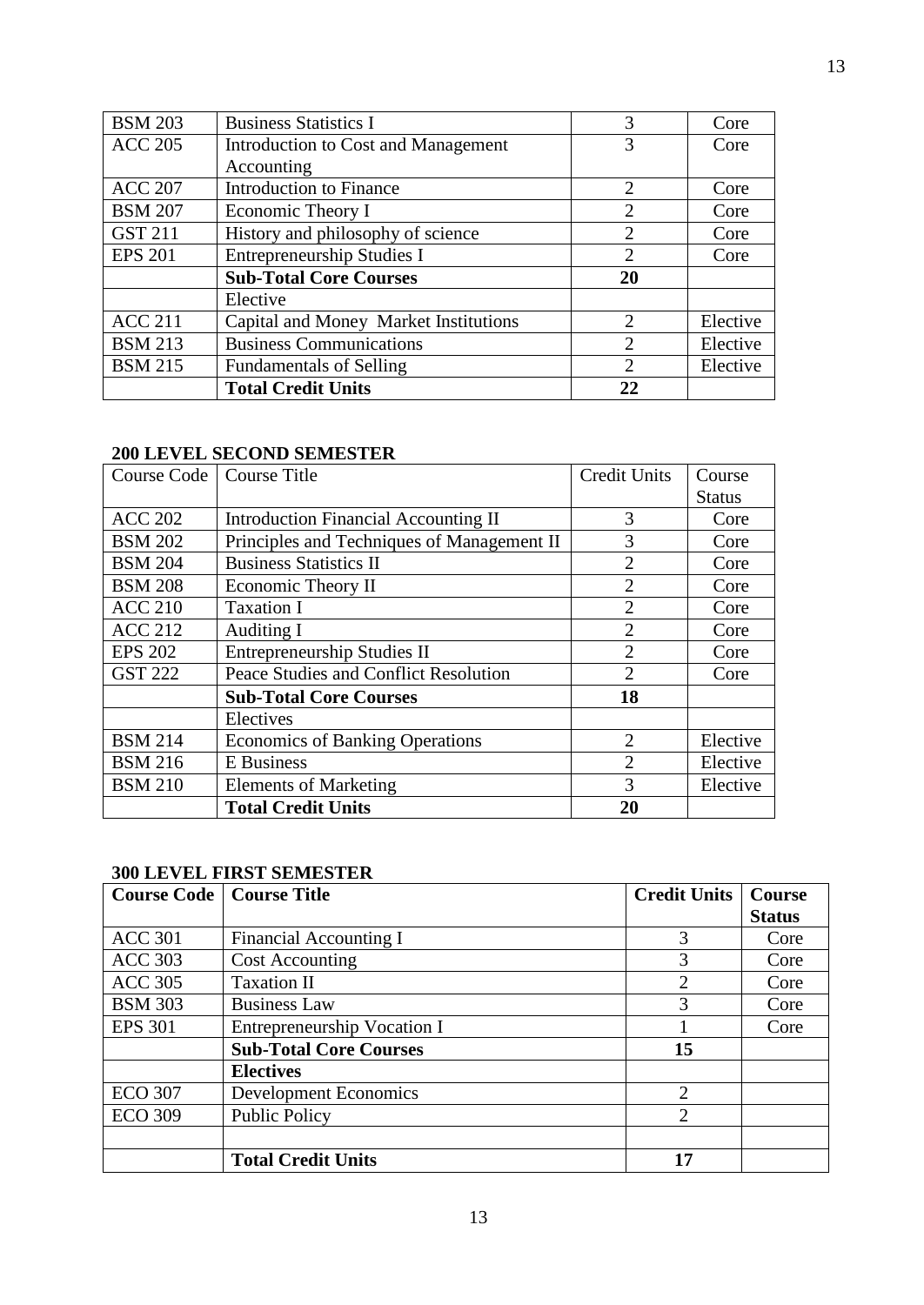| | | | |
|---|---|---|---|
| BSM 203 | Business Statistics I | 3 | Core |
| ACC 205 | Introduction to Cost and Management Accounting | 3 | Core |
| ACC 207 | Introduction to Finance | 2 | Core |
| BSM 207 | Economic Theory I | 2 | Core |
| GST 211 | History and philosophy of science | 2 | Core |
| EPS 201 | Entrepreneurship Studies I | 2 | Core |
| | **Sub-Total Core Courses** | **20** | |
| | Elective | | |
| ACC 211 | Capital and Money Market Institutions | 2 | Elective |
| BSM 213 | Business Communications | 2 | Elective |
| BSM 215 | Fundamentals of Selling | 2 | Elective |
| | **Total Credit Units** | **22** | |

**200 LEVEL SECOND SEMESTER**

| Course Code | Course Title | Credit Units | Course Status |
|---|---|---|---|
| ACC 202 | Introduction Financial Accounting II | 3 | Core |
| BSM 202 | Principles and Techniques of Management II | 3 | Core |
| BSM 204 | Business Statistics II | 2 | Core |
| BSM 208 | Economic Theory II | 2 | Core |
| ACC 210 | Taxation I | 2 | Core |
| ACC 212 | Auditing I | 2 | Core |
| EPS 202 | Entrepreneurship Studies II | 2 | Core |
| GST 222 | Peace Studies and Conflict Resolution | 2 | Core |
| | **Sub-Total Core Courses** | **18** | |
| | Electives | | |
| BSM 214 | Economics of Banking Operations | 2 | Elective |
| BSM 216 | E Business | 2 | Elective |
| BSM 210 | Elements of Marketing | 3 | Elective |
| | **Total Credit Units** | **20** | |

**300 LEVEL FIRST SEMESTER**

| **Course Code** | **Course Title** | **Credit Units** | **Course Status** |
|---|---|---|---|
| ACC 301 | Financial Accounting I | 3 | Core |
| ACC 303 | Cost Accounting | 3 | Core |
| ACC 305 | Taxation II | 2 | Core |
| BSM 303 | Business Law | 3 | Core |
| EPS 301 | Entrepreneurship Vocation I | 1 | Core |
| | **Sub-Total Core Courses** | **15** | |
| | **Electives** | | |
| ECO 307 | Development Economics | 2 | |
| ECO 309 | Public Policy | 2 | |
| | | | |
| | **Total Credit Units** | **17** | |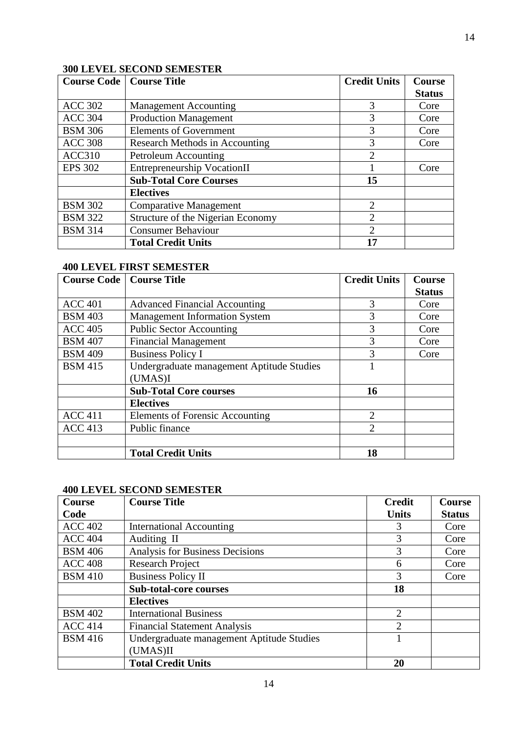**300 LEVEL SECOND SEMESTER**

| Course Code | Course Title | Credit Units | Course Status |
|---|---|---|---|
| ACC 302 | Management Accounting | 3 | Core |
| ACC 304 | Production Management | 3 | Core |
| BSM 306 | Elements of Government | 3 | Core |
| ACC 308 | Research Methods in Accounting | 3 | Core |
| ACC310 | Petroleum Accounting | 2 | |
| EPS 302 | Entrepreneurship VocationII | 1 | Core |
| | **Sub-Total Core Courses** | **15** | |
| | **Electives** | | |
| BSM 302 | Comparative Management | 2 | |
| BSM 322 | Structure of the Nigerian Economy | 2 | |
| BSM 314 | Consumer Behaviour | 2 | |
| | **Total Credit Units** | **17** | |

**400 LEVEL FIRST SEMESTER**

| Course Code | Course Title | Credit Units | Course Status |
|---|---|---|---|
| ACC 401 | Advanced Financial Accounting | 3 | Core |
| BSM 403 | Management Information System | 3 | Core |
| ACC 405 | Public Sector Accounting | 3 | Core |
| BSM 407 | Financial Management | 3 | Core |
| BSM 409 | Business Policy I | 3 | Core |
| BSM 415 | Undergraduate management Aptitude Studies (UMAS)I | 1 | |
| | **Sub-Total Core courses** | **16** | |
| | **Electives** | | |
| ACC 411 | Elements of Forensic Accounting | 2 | |
| ACC 413 | Public finance | 2 | |
| | | | |
| | **Total Credit Units** | **18** | |

**400 LEVEL SECOND SEMESTER**

| Course Code | Course Title | Credit Units | Course Status |
|---|---|---|---|
| ACC 402 | International Accounting | 3 | Core |
| ACC 404 | Auditing II | 3 | Core |
| BSM 406 | Analysis for Business Decisions | 3 | Core |
| ACC 408 | Research Project | 6 | Core |
| BSM 410 | Business Policy II | 3 | Core |
| | **Sub-total-core courses** | **18** | |
| | **Electives** | | |
| BSM 402 | International Business | 2 | |
| ACC 414 | Financial Statement Analysis | 2 | |
| BSM 416 | Undergraduate management Aptitude Studies (UMAS)II | 1 | |
| | **Total Credit Units** | **20** | |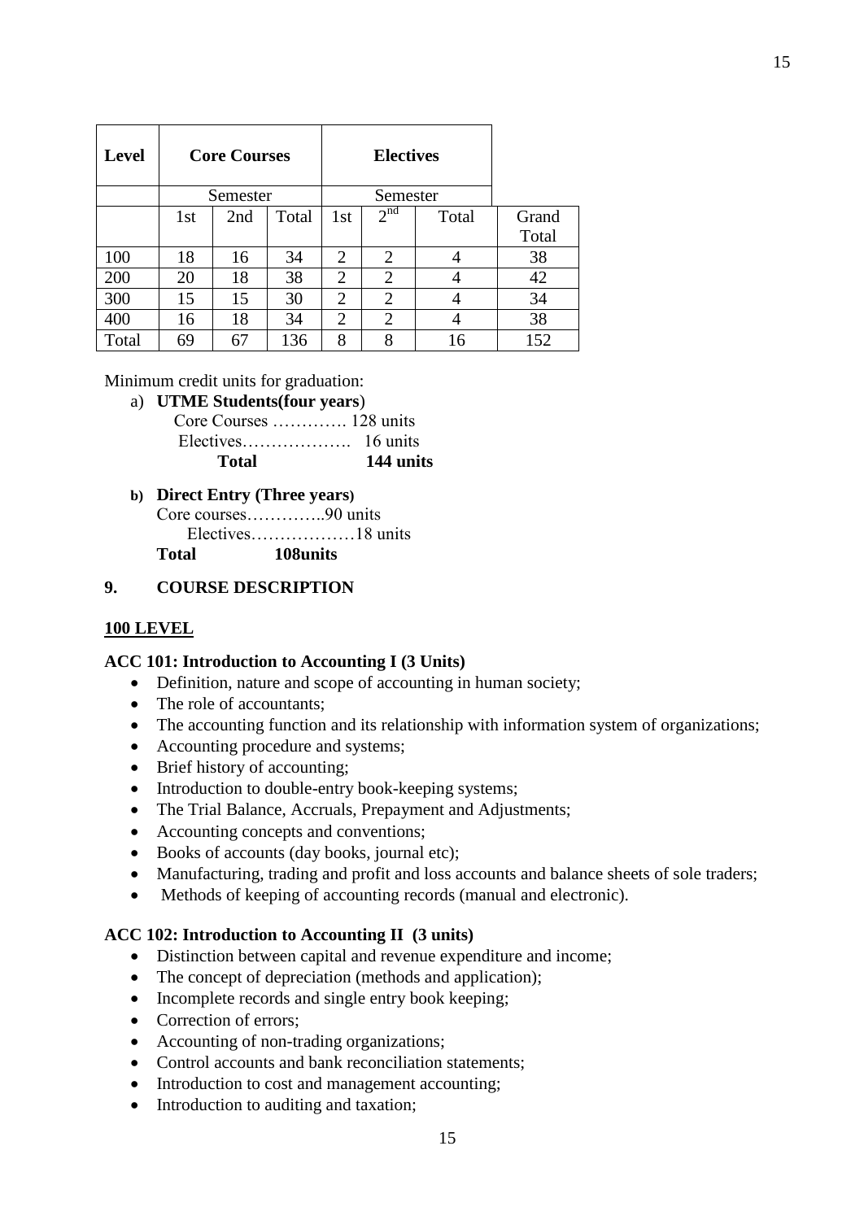| Level | Core Courses | | | Electives | | | |
|---|---|---|---|---|---|---|---|
| | Semester | | | Semester | | | |
| | 1st | 2nd | Total | 1st | $2^{nd}$ | Total | Grand Total |
| 100 | 18 | 16 | 34 | 2 | 2 | 4 | 38 |
| 200 | 20 | 18 | 38 | 2 | 2 | 4 | 42 |
| 300 | 15 | 15 | 30 | 2 | 2 | 4 | 34 |
| 400 | 16 | 18 | 34 | 2 | 2 | 4 | 38 |
| Total | 69 | 67 | 136 | 8 | 8 | 16 | 152 |

Minimum credit units for graduation:

a) **UTME Students(four years**)

Core Courses …………. 128 units
Electives………………. 16 units
**Total 144 units**

**b) Direct Entry (Three years)**

Core courses…………..90 units
Electives………………18 units
**Total 108units**

## 9. COURSE DESCRIPTION

### 100 LEVEL

**ACC 101: Introduction to Accounting I (3 Units)**

- Definition, nature and scope of accounting in human society;
- The role of accountants;
- The accounting function and its relationship with information system of organizations;
- Accounting procedure and systems;
- Brief history of accounting;
- Introduction to double-entry book-keeping systems;
- The Trial Balance, Accruals, Prepayment and Adjustments;
- Accounting concepts and conventions;
- Books of accounts (day books, journal etc);
- Manufacturing, trading and profit and loss accounts and balance sheets of sole traders;
- Methods of keeping of accounting records (manual and electronic).

**ACC 102: Introduction to Accounting II (3 units)**

- Distinction between capital and revenue expenditure and income;
- The concept of depreciation (methods and application);
- Incomplete records and single entry book keeping;
- Correction of errors;
- Accounting of non-trading organizations;
- Control accounts and bank reconciliation statements;
- Introduction to cost and management accounting;
- Introduction to auditing and taxation;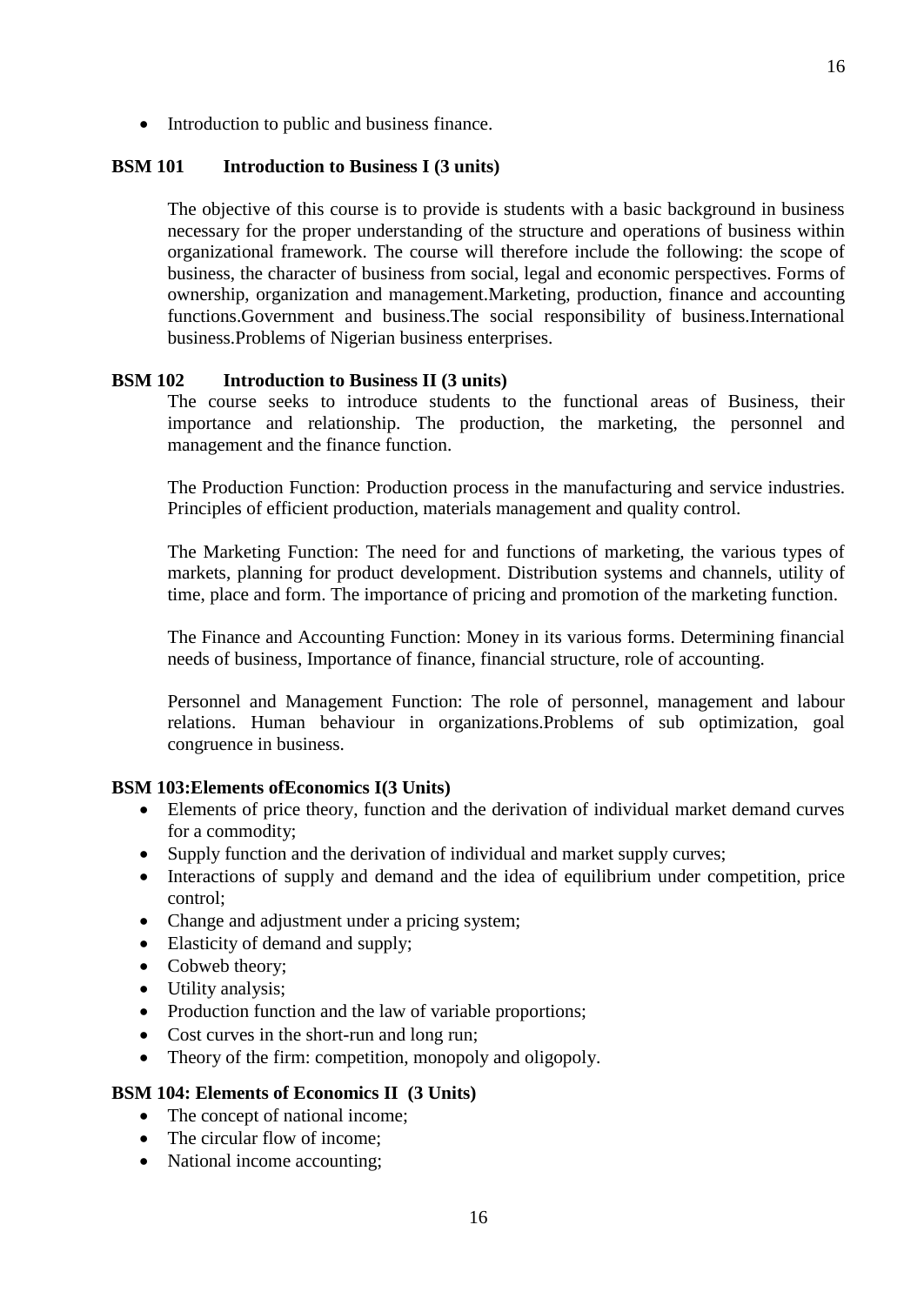- Introduction to public and business finance.

**BSM 101 Introduction to Business I (3 units)**

The objective of this course is to provide is students with a basic background in business necessary for the proper understanding of the structure and operations of business within organizational framework. The course will therefore include the following: the scope of business, the character of business from social, legal and economic perspectives. Forms of ownership, organization and management.Marketing, production, finance and accounting functions.Government and business.The social responsibility of business.International business.Problems of Nigerian business enterprises.

**BSM 102 Introduction to Business II (3 units)**

The course seeks to introduce students to the functional areas of Business, their importance and relationship. The production, the marketing, the personnel and management and the finance function.

The Production Function: Production process in the manufacturing and service industries. Principles of efficient production, materials management and quality control.

The Marketing Function: The need for and functions of marketing, the various types of markets, planning for product development. Distribution systems and channels, utility of time, place and form. The importance of pricing and promotion of the marketing function.

The Finance and Accounting Function: Money in its various forms. Determining financial needs of business, Importance of finance, financial structure, role of accounting.

Personnel and Management Function: The role of personnel, management and labour relations. Human behaviour in organizations.Problems of sub optimization, goal congruence in business.

**BSM 103:Elements ofEconomics I(3 Units)**

- Elements of price theory, function and the derivation of individual market demand curves for a commodity;
- Supply function and the derivation of individual and market supply curves;
- Interactions of supply and demand and the idea of equilibrium under competition, price control;
- Change and adjustment under a pricing system;
- Elasticity of demand and supply;
- Cobweb theory;
- Utility analysis;
- Production function and the law of variable proportions;
- Cost curves in the short-run and long run;
- Theory of the firm: competition, monopoly and oligopoly.

**BSM 104: Elements of Economics II (3 Units)**

- The concept of national income;
- The circular flow of income;
- National income accounting;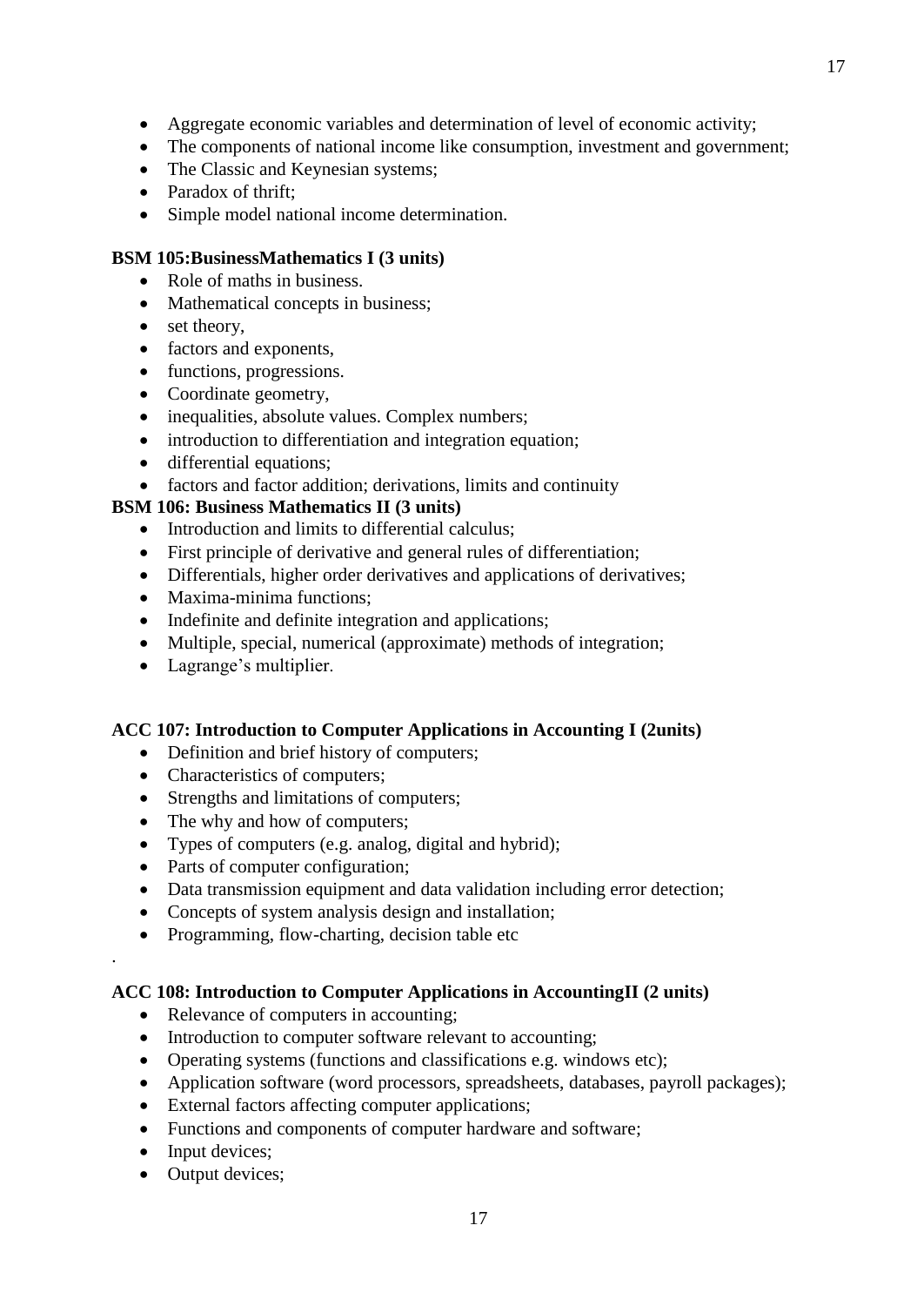- Aggregate economic variables and determination of level of economic activity;
- The components of national income like consumption, investment and government;
- The Classic and Keynesian systems;
- Paradox of thrift;
- Simple model national income determination.

**BSM 105:BusinessMathematics I (3 units)**

- Role of maths in business.
- Mathematical concepts in business;
- set theory,
- factors and exponents,
- functions, progressions.
- Coordinate geometry,
- inequalities, absolute values. Complex numbers;
- introduction to differentiation and integration equation;
- differential equations;
- factors and factor addition; derivations, limits and continuity

**BSM 106: Business Mathematics II (3 units)**

- Introduction and limits to differential calculus;
- First principle of derivative and general rules of differentiation;
- Differentials, higher order derivatives and applications of derivatives;
- Maxima-minima functions;
- Indefinite and definite integration and applications;
- Multiple, special, numerical (approximate) methods of integration;
- Lagrange's multiplier.

**ACC 107: Introduction to Computer Applications in Accounting I (2units)**

- Definition and brief history of computers;
- Characteristics of computers;
- Strengths and limitations of computers;
- The why and how of computers;
- Types of computers (e.g. analog, digital and hybrid);
- Parts of computer configuration;
- Data transmission equipment and data validation including error detection;
- Concepts of system analysis design and installation;
- Programming, flow-charting, decision table etc

.

**ACC 108: Introduction to Computer Applications in AccountingII (2 units)**

- Relevance of computers in accounting;
- Introduction to computer software relevant to accounting;
- Operating systems (functions and classifications e.g. windows etc);
- Application software (word processors, spreadsheets, databases, payroll packages);
- External factors affecting computer applications;
- Functions and components of computer hardware and software;
- Input devices;
- Output devices;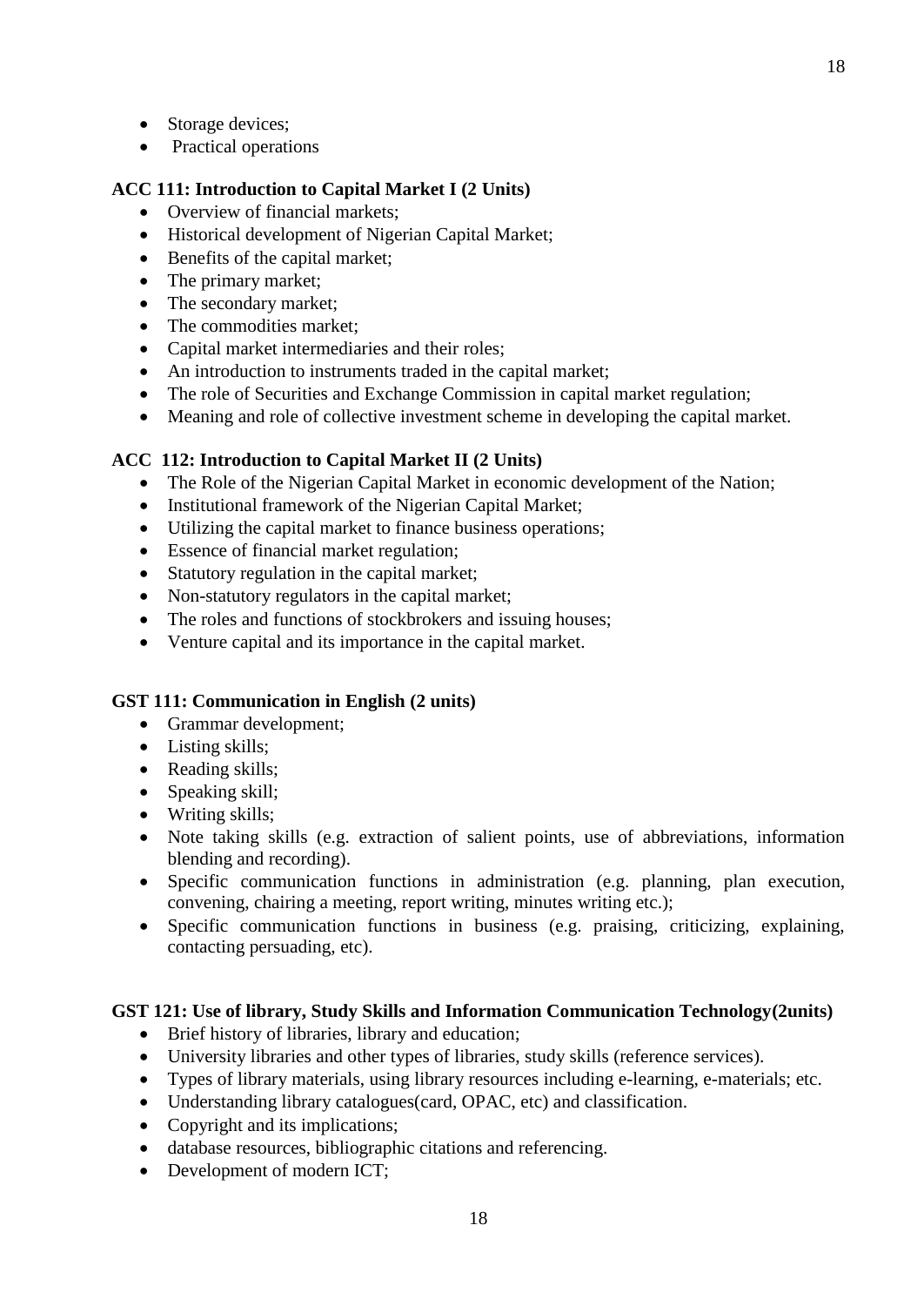- Storage devices;
- Practical operations

**ACC 111: Introduction to Capital Market I (2 Units)**

- Overview of financial markets;
- Historical development of Nigerian Capital Market;
- Benefits of the capital market;
- The primary market;
- The secondary market;
- The commodities market;
- Capital market intermediaries and their roles;
- An introduction to instruments traded in the capital market;
- The role of Securities and Exchange Commission in capital market regulation;
- Meaning and role of collective investment scheme in developing the capital market.

**ACC 112: Introduction to Capital Market II (2 Units)**

- The Role of the Nigerian Capital Market in economic development of the Nation;
- Institutional framework of the Nigerian Capital Market;
- Utilizing the capital market to finance business operations;
- Essence of financial market regulation;
- Statutory regulation in the capital market;
- Non-statutory regulators in the capital market;
- The roles and functions of stockbrokers and issuing houses;
- Venture capital and its importance in the capital market.

**GST 111: Communication in English (2 units)**

- Grammar development;
- Listing skills;
- Reading skills;
- Speaking skill;
- Writing skills;
- Note taking skills (e.g. extraction of salient points, use of abbreviations, information blending and recording).
- Specific communication functions in administration (e.g. planning, plan execution, convening, chairing a meeting, report writing, minutes writing etc.);
- Specific communication functions in business (e.g. praising, criticizing, explaining, contacting persuading, etc).

**GST 121: Use of library, Study Skills and Information Communication Technology(2units)**

- Brief history of libraries, library and education;
- University libraries and other types of libraries, study skills (reference services).
- Types of library materials, using library resources including e-learning, e-materials; etc.
- Understanding library catalogues(card, OPAC, etc) and classification.
- Copyright and its implications;
- database resources, bibliographic citations and referencing.
- Development of modern ICT;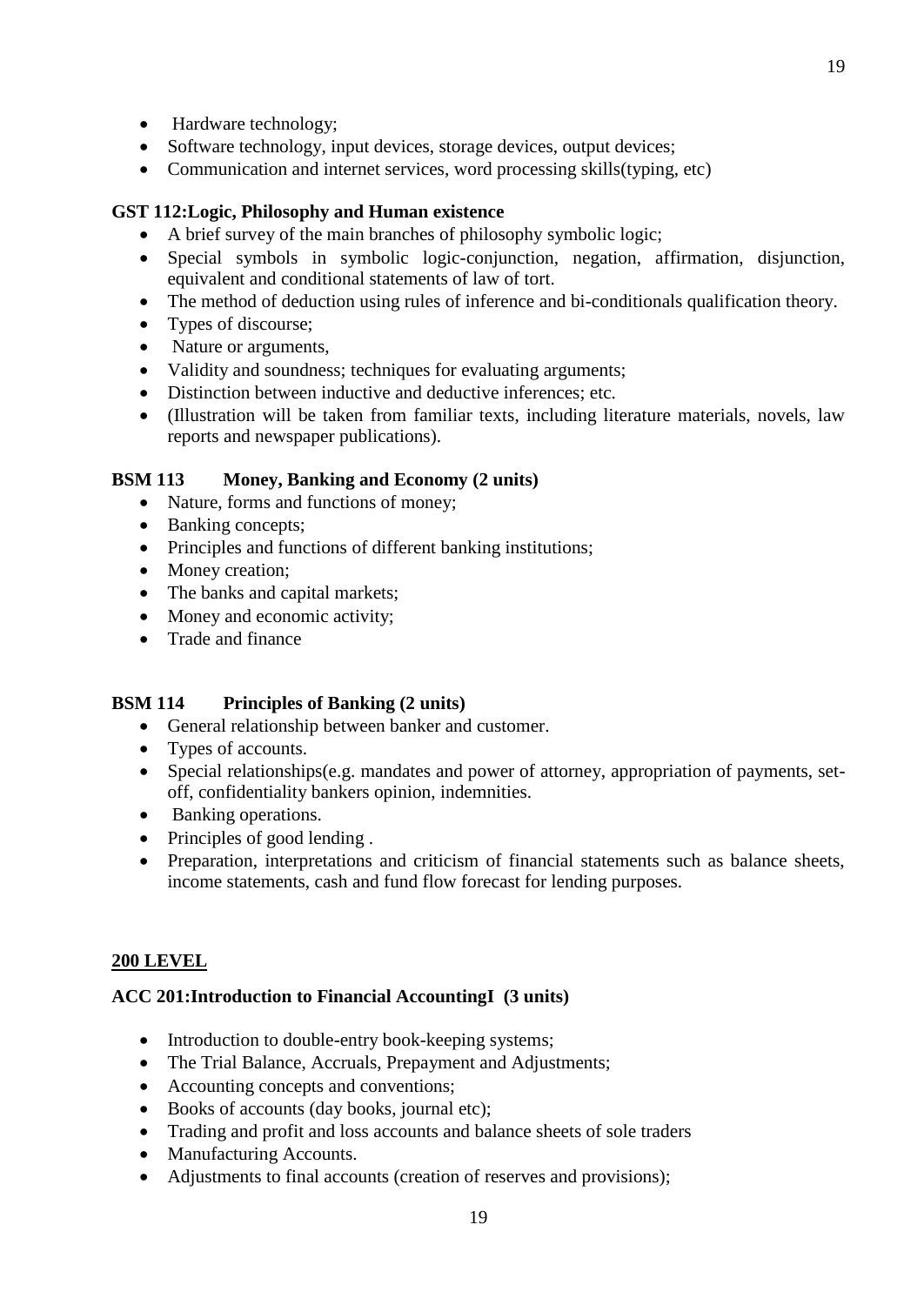- Hardware technology;
- Software technology, input devices, storage devices, output devices;
- Communication and internet services, word processing skills(typing, etc)

**GST 112:Logic, Philosophy and Human existence**

- A brief survey of the main branches of philosophy symbolic logic;
- Special symbols in symbolic logic-conjunction, negation, affirmation, disjunction, equivalent and conditional statements of law of tort.
- The method of deduction using rules of inference and bi-conditionals qualification theory.
- Types of discourse;
- Nature or arguments,
- Validity and soundness; techniques for evaluating arguments;
- Distinction between inductive and deductive inferences; etc.
- (Illustration will be taken from familiar texts, including literature materials, novels, law reports and newspaper publications).

**BSM 113 Money, Banking and Economy (2 units)**

- Nature, forms and functions of money;
- Banking concepts;
- Principles and functions of different banking institutions;
- Money creation;
- The banks and capital markets;
- Money and economic activity;
- Trade and finance

**BSM 114 Principles of Banking (2 units)**

- General relationship between banker and customer.
- Types of accounts.
- Special relationships(e.g. mandates and power of attorney, appropriation of payments, set-off, confidentiality bankers opinion, indemnities.
- Banking operations.
- Principles of good lending .
- Preparation, interpretations and criticism of financial statements such as balance sheets, income statements, cash and fund flow forecast for lending purposes.

**200 LEVEL**

**ACC 201:Introduction to Financial AccountingI (3 units)**

- Introduction to double-entry book-keeping systems;
- The Trial Balance, Accruals, Prepayment and Adjustments;
- Accounting concepts and conventions;
- Books of accounts (day books, journal etc);
- Trading and profit and loss accounts and balance sheets of sole traders
- Manufacturing Accounts.
- Adjustments to final accounts (creation of reserves and provisions);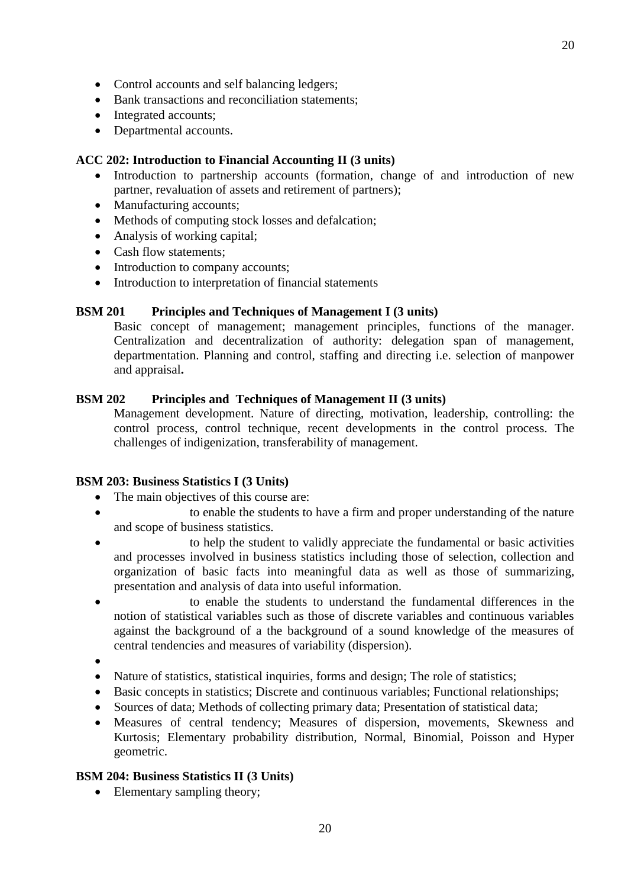- Control accounts and self balancing ledgers;
- Bank transactions and reconciliation statements;
- Integrated accounts;
- Departmental accounts.

**ACC 202: Introduction to Financial Accounting II (3 units)**

- Introduction to partnership accounts (formation, change of and introduction of new partner, revaluation of assets and retirement of partners);
- Manufacturing accounts;
- Methods of computing stock losses and defalcation;
- Analysis of working capital;
- Cash flow statements;
- Introduction to company accounts;
- Introduction to interpretation of financial statements

**BSM 201 Principles and Techniques of Management I (3 units)**

Basic concept of management; management principles, functions of the manager. Centralization and decentralization of authority: delegation span of management, departmentation. Planning and control, staffing and directing i.e. selection of manpower and appraisal**.**

**BSM 202 Principles and Techniques of Management II (3 units)**

Management development. Nature of directing, motivation, leadership, controlling: the control process, control technique, recent developments in the control process. The challenges of indigenization, transferability of management.

**BSM 203: Business Statistics I (3 Units)**

- The main objectives of this course are:
- to enable the students to have a firm and proper understanding of the nature and scope of business statistics.
- to help the student to validly appreciate the fundamental or basic activities and processes involved in business statistics including those of selection, collection and organization of basic facts into meaningful data as well as those of summarizing, presentation and analysis of data into useful information.
- to enable the students to understand the fundamental differences in the notion of statistical variables such as those of discrete variables and continuous variables against the background of a the background of a sound knowledge of the measures of central tendencies and measures of variability (dispersion).
- Nature of statistics, statistical inquiries, forms and design; The role of statistics;
- Basic concepts in statistics; Discrete and continuous variables; Functional relationships;
- Sources of data; Methods of collecting primary data; Presentation of statistical data;
- Measures of central tendency; Measures of dispersion, movements, Skewness and Kurtosis; Elementary probability distribution, Normal, Binomial, Poisson and Hyper geometric.

**BSM 204: Business Statistics II (3 Units)**

- Elementary sampling theory;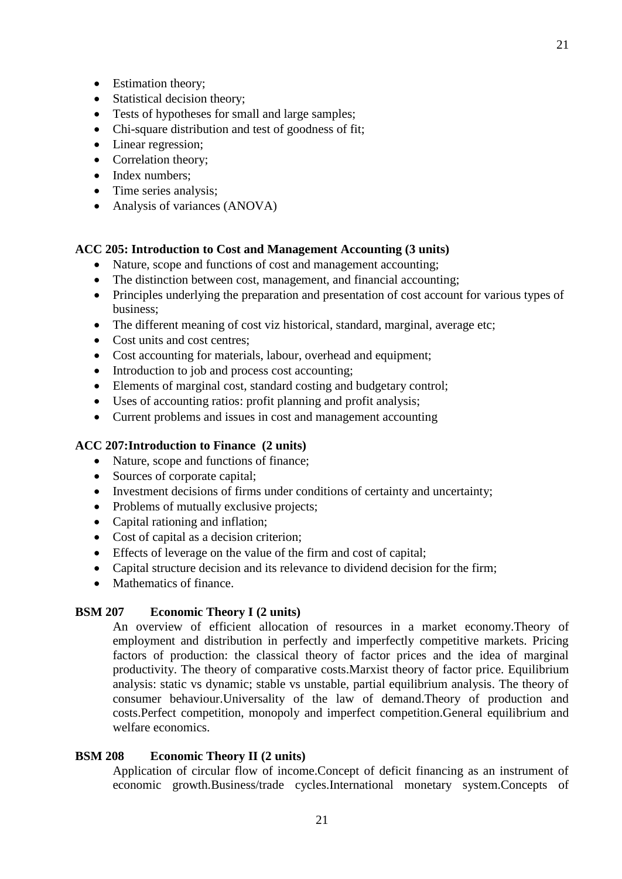- Estimation theory;
- Statistical decision theory;
- Tests of hypotheses for small and large samples;
- Chi-square distribution and test of goodness of fit;
- Linear regression;
- Correlation theory;
- Index numbers;
- Time series analysis;
- Analysis of variances (ANOVA)

**ACC 205: Introduction to Cost and Management Accounting (3 units)**

- Nature, scope and functions of cost and management accounting;
- The distinction between cost, management, and financial accounting;
- Principles underlying the preparation and presentation of cost account for various types of business;
- The different meaning of cost viz historical, standard, marginal, average etc;
- Cost units and cost centres;
- Cost accounting for materials, labour, overhead and equipment;
- Introduction to job and process cost accounting;
- Elements of marginal cost, standard costing and budgetary control;
- Uses of accounting ratios: profit planning and profit analysis;
- Current problems and issues in cost and management accounting

**ACC 207:Introduction to Finance (2 units)**

- Nature, scope and functions of finance;
- Sources of corporate capital;
- Investment decisions of firms under conditions of certainty and uncertainty;
- Problems of mutually exclusive projects;
- Capital rationing and inflation;
- Cost of capital as a decision criterion;
- Effects of leverage on the value of the firm and cost of capital;
- Capital structure decision and its relevance to dividend decision for the firm;
- Mathematics of finance.

**BSM 207 Economic Theory I (2 units)**

An overview of efficient allocation of resources in a market economy.Theory of employment and distribution in perfectly and imperfectly competitive markets. Pricing factors of production: the classical theory of factor prices and the idea of marginal productivity. The theory of comparative costs.Marxist theory of factor price. Equilibrium analysis: static vs dynamic; stable vs unstable, partial equilibrium analysis. The theory of consumer behaviour.Universality of the law of demand.Theory of production and costs.Perfect competition, monopoly and imperfect competition.General equilibrium and welfare economics.

**BSM 208 Economic Theory II (2 units)**

Application of circular flow of income.Concept of deficit financing as an instrument of economic growth.Business/trade cycles.International monetary system.Concepts of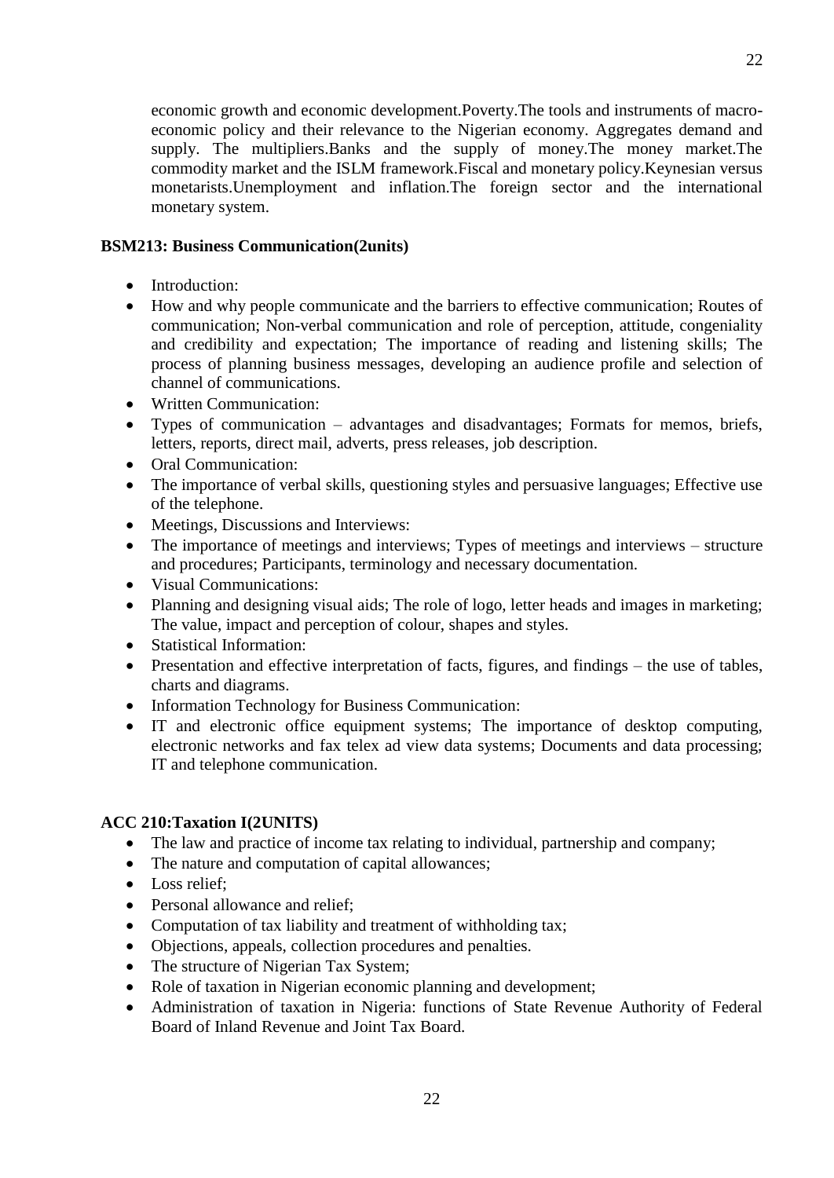economic growth and economic development.Poverty.The tools and instruments of macro-economic policy and their relevance to the Nigerian economy. Aggregates demand and supply. The multipliers.Banks and the supply of money.The money market.The commodity market and the ISLM framework.Fiscal and monetary policy.Keynesian versus monetarists.Unemployment and inflation.The foreign sector and the international monetary system.

**BSM213: Business Communication(2units)**

- Introduction:
- How and why people communicate and the barriers to effective communication; Routes of communication; Non-verbal communication and role of perception, attitude, congeniality and credibility and expectation; The importance of reading and listening skills; The process of planning business messages, developing an audience profile and selection of channel of communications.
- Written Communication:
- Types of communication – advantages and disadvantages; Formats for memos, briefs, letters, reports, direct mail, adverts, press releases, job description.
- Oral Communication:
- The importance of verbal skills, questioning styles and persuasive languages; Effective use of the telephone.
- Meetings, Discussions and Interviews:
- The importance of meetings and interviews; Types of meetings and interviews – structure and procedures; Participants, terminology and necessary documentation.
- Visual Communications:
- Planning and designing visual aids; The role of logo, letter heads and images in marketing; The value, impact and perception of colour, shapes and styles.
- Statistical Information:
- Presentation and effective interpretation of facts, figures, and findings – the use of tables, charts and diagrams.
- Information Technology for Business Communication:
- IT and electronic office equipment systems; The importance of desktop computing, electronic networks and fax telex ad view data systems; Documents and data processing; IT and telephone communication.

**ACC 210:Taxation I(2UNITS)**

- The law and practice of income tax relating to individual, partnership and company;
- The nature and computation of capital allowances;
- Loss relief;
- Personal allowance and relief;
- Computation of tax liability and treatment of withholding tax;
- Objections, appeals, collection procedures and penalties.
- The structure of Nigerian Tax System;
- Role of taxation in Nigerian economic planning and development;
- Administration of taxation in Nigeria: functions of State Revenue Authority of Federal Board of Inland Revenue and Joint Tax Board.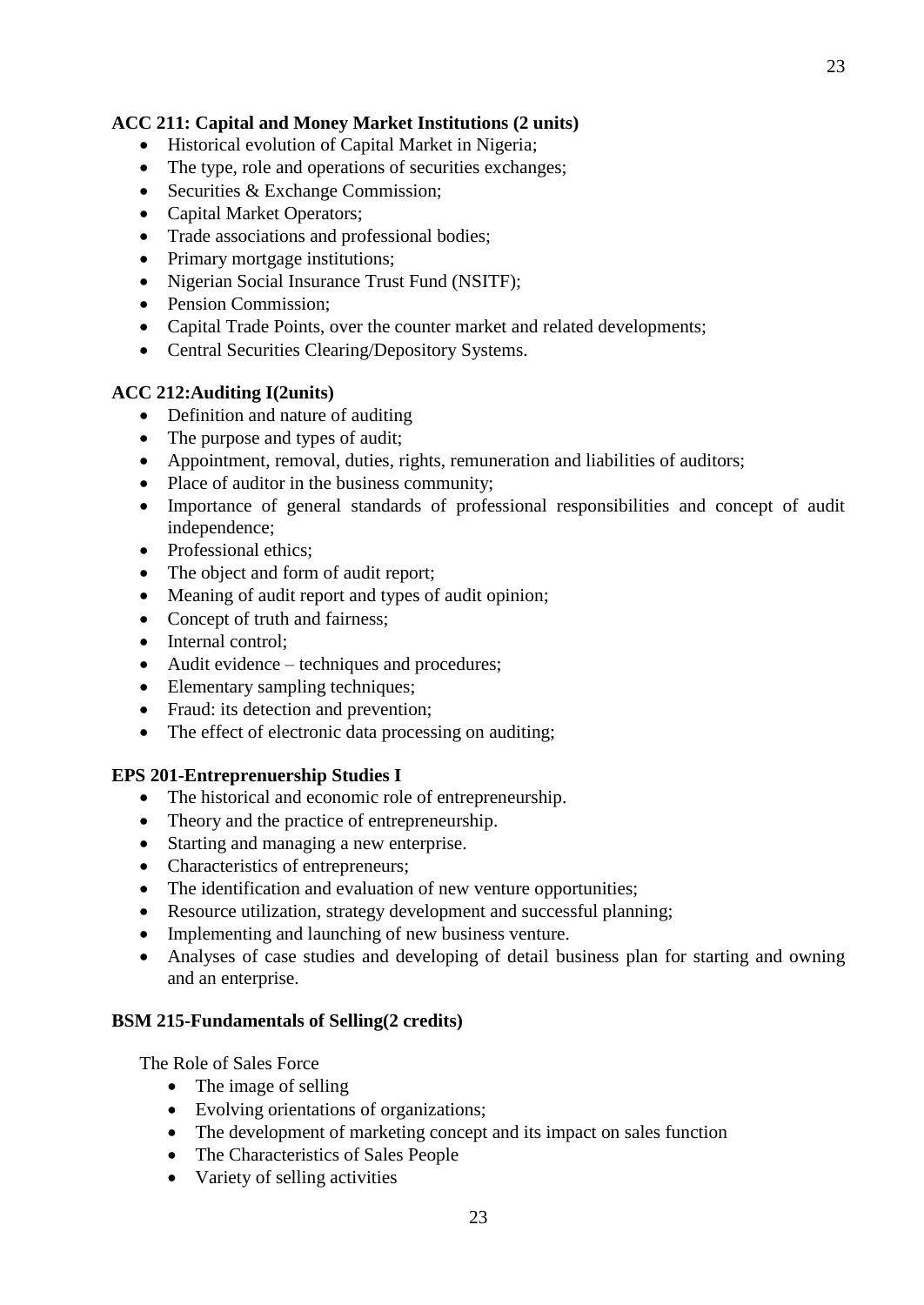**ACC 211: Capital and Money Market Institutions (2 units)**

- Historical evolution of Capital Market in Nigeria;
- The type, role and operations of securities exchanges;
- Securities & Exchange Commission;
- Capital Market Operators;
- Trade associations and professional bodies;
- Primary mortgage institutions;
- Nigerian Social Insurance Trust Fund (NSITF);
- Pension Commission;
- Capital Trade Points, over the counter market and related developments;
- Central Securities Clearing/Depository Systems.

**ACC 212:Auditing I(2units)**

- Definition and nature of auditing
- The purpose and types of audit;
- Appointment, removal, duties, rights, remuneration and liabilities of auditors;
- Place of auditor in the business community;
- Importance of general standards of professional responsibilities and concept of audit independence;
- Professional ethics;
- The object and form of audit report;
- Meaning of audit report and types of audit opinion;
- Concept of truth and fairness;
- Internal control;
- Audit evidence – techniques and procedures;
- Elementary sampling techniques;
- Fraud: its detection and prevention;
- The effect of electronic data processing on auditing;

**EPS 201-Entreprenuership Studies I**

- The historical and economic role of entrepreneurship.
- Theory and the practice of entrepreneurship.
- Starting and managing a new enterprise.
- Characteristics of entrepreneurs;
- The identification and evaluation of new venture opportunities;
- Resource utilization, strategy development and successful planning;
- Implementing and launching of new business venture.
- Analyses of case studies and developing of detail business plan for starting and owning and an enterprise.

**BSM 215-Fundamentals of Selling(2 credits)**

The Role of Sales Force

- The image of selling
- Evolving orientations of organizations;
- The development of marketing concept and its impact on sales function
- The Characteristics of Sales People
- Variety of selling activities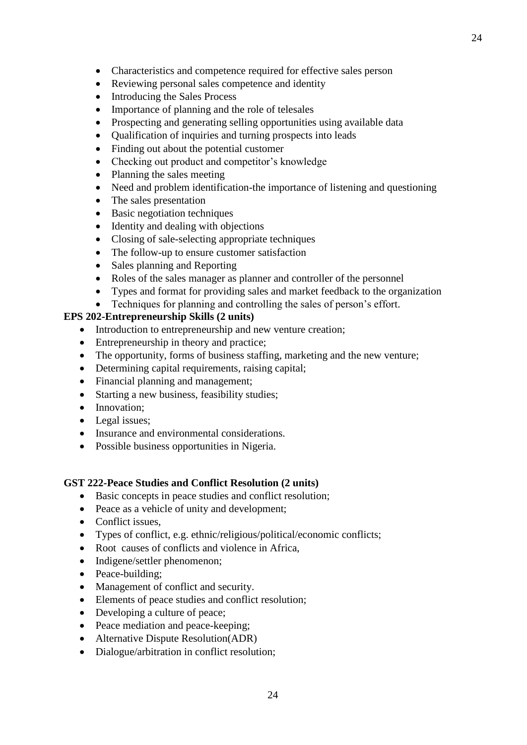- Characteristics and competence required for effective sales person
- Reviewing personal sales competence and identity
- Introducing the Sales Process
- Importance of planning and the role of telesales
- Prospecting and generating selling opportunities using available data
- Qualification of inquiries and turning prospects into leads
- Finding out about the potential customer
- Checking out product and competitor's knowledge
- Planning the sales meeting
- Need and problem identification-the importance of listening and questioning
- The sales presentation
- Basic negotiation techniques
- Identity and dealing with objections
- Closing of sale-selecting appropriate techniques
- The follow-up to ensure customer satisfaction
- Sales planning and Reporting
- Roles of the sales manager as planner and controller of the personnel
- Types and format for providing sales and market feedback to the organization
- Techniques for planning and controlling the sales of person's effort.

**EPS 202-Entrepreneurship Skills (2 units)**

- Introduction to entrepreneurship and new venture creation;
- Entrepreneurship in theory and practice;
- The opportunity, forms of business staffing, marketing and the new venture;
- Determining capital requirements, raising capital;
- Financial planning and management;
- Starting a new business, feasibility studies;
- Innovation;
- Legal issues;
- Insurance and environmental considerations.
- Possible business opportunities in Nigeria.

**GST 222-Peace Studies and Conflict Resolution (2 units)**

- Basic concepts in peace studies and conflict resolution;
- Peace as a vehicle of unity and development;
- Conflict issues,
- Types of conflict, e.g. ethnic/religious/political/economic conflicts;
- Root causes of conflicts and violence in Africa,
- Indigene/settler phenomenon;
- Peace-building;
- Management of conflict and security.
- Elements of peace studies and conflict resolution;
- Developing a culture of peace;
- Peace mediation and peace-keeping;
- Alternative Dispute Resolution(ADR)
- Dialogue/arbitration in conflict resolution;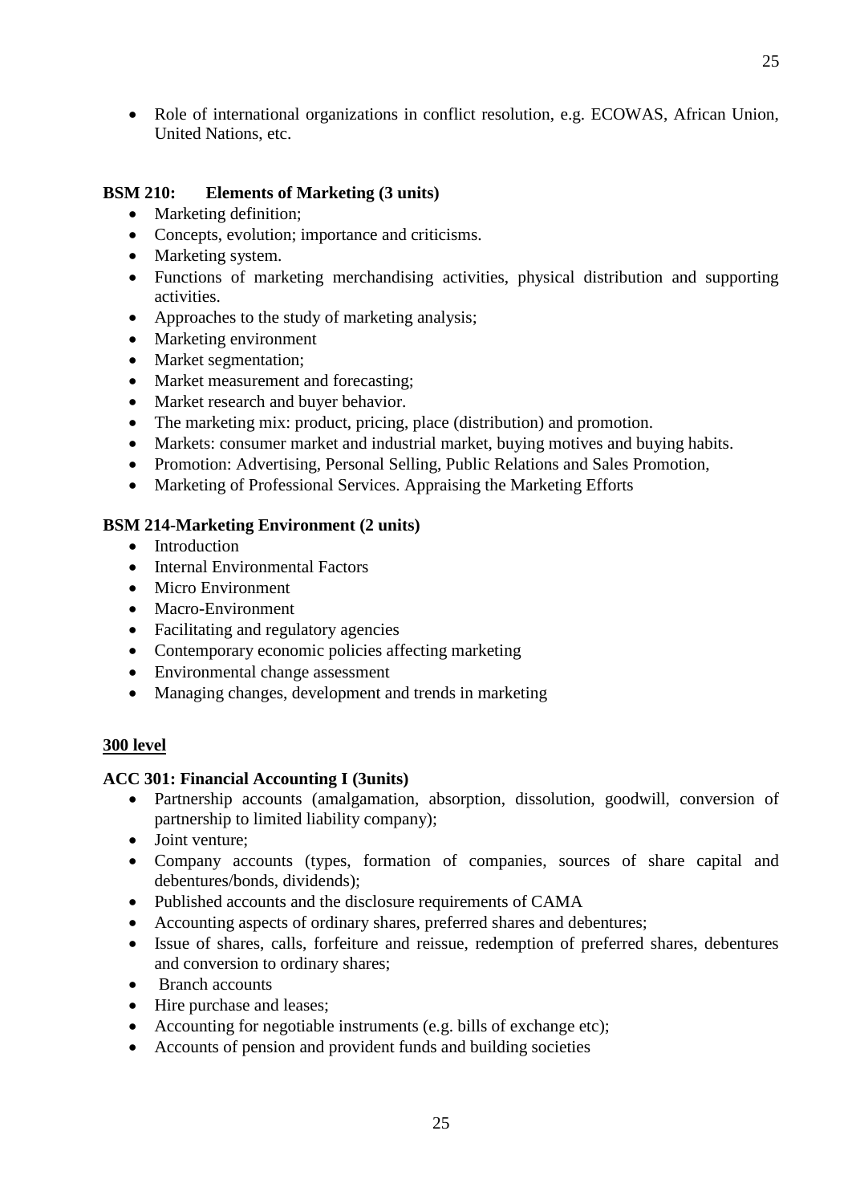- Role of international organizations in conflict resolution, e.g. ECOWAS, African Union, United Nations, etc.

**BSM 210: Elements of Marketing (3 units)**

- Marketing definition;
- Concepts, evolution; importance and criticisms.
- Marketing system.
- Functions of marketing merchandising activities, physical distribution and supporting activities.
- Approaches to the study of marketing analysis;
- Marketing environment
- Market segmentation;
- Market measurement and forecasting;
- Market research and buyer behavior.
- The marketing mix: product, pricing, place (distribution) and promotion.
- Markets: consumer market and industrial market, buying motives and buying habits.
- Promotion: Advertising, Personal Selling, Public Relations and Sales Promotion,
- Marketing of Professional Services. Appraising the Marketing Efforts

**BSM 214-Marketing Environment (2 units)**

- Introduction
- Internal Environmental Factors
- Micro Environment
- Macro-Environment
- Facilitating and regulatory agencies
- Contemporary economic policies affecting marketing
- Environmental change assessment
- Managing changes, development and trends in marketing

**<u>300 level</u>**

**ACC 301: Financial Accounting I (3units)**

- Partnership accounts (amalgamation, absorption, dissolution, goodwill, conversion of partnership to limited liability company);
- Joint venture;
- Company accounts (types, formation of companies, sources of share capital and debentures/bonds, dividends);
- Published accounts and the disclosure requirements of CAMA
- Accounting aspects of ordinary shares, preferred shares and debentures;
- Issue of shares, calls, forfeiture and reissue, redemption of preferred shares, debentures and conversion to ordinary shares;
- Branch accounts
- Hire purchase and leases;
- Accounting for negotiable instruments (e.g. bills of exchange etc);
- Accounts of pension and provident funds and building societies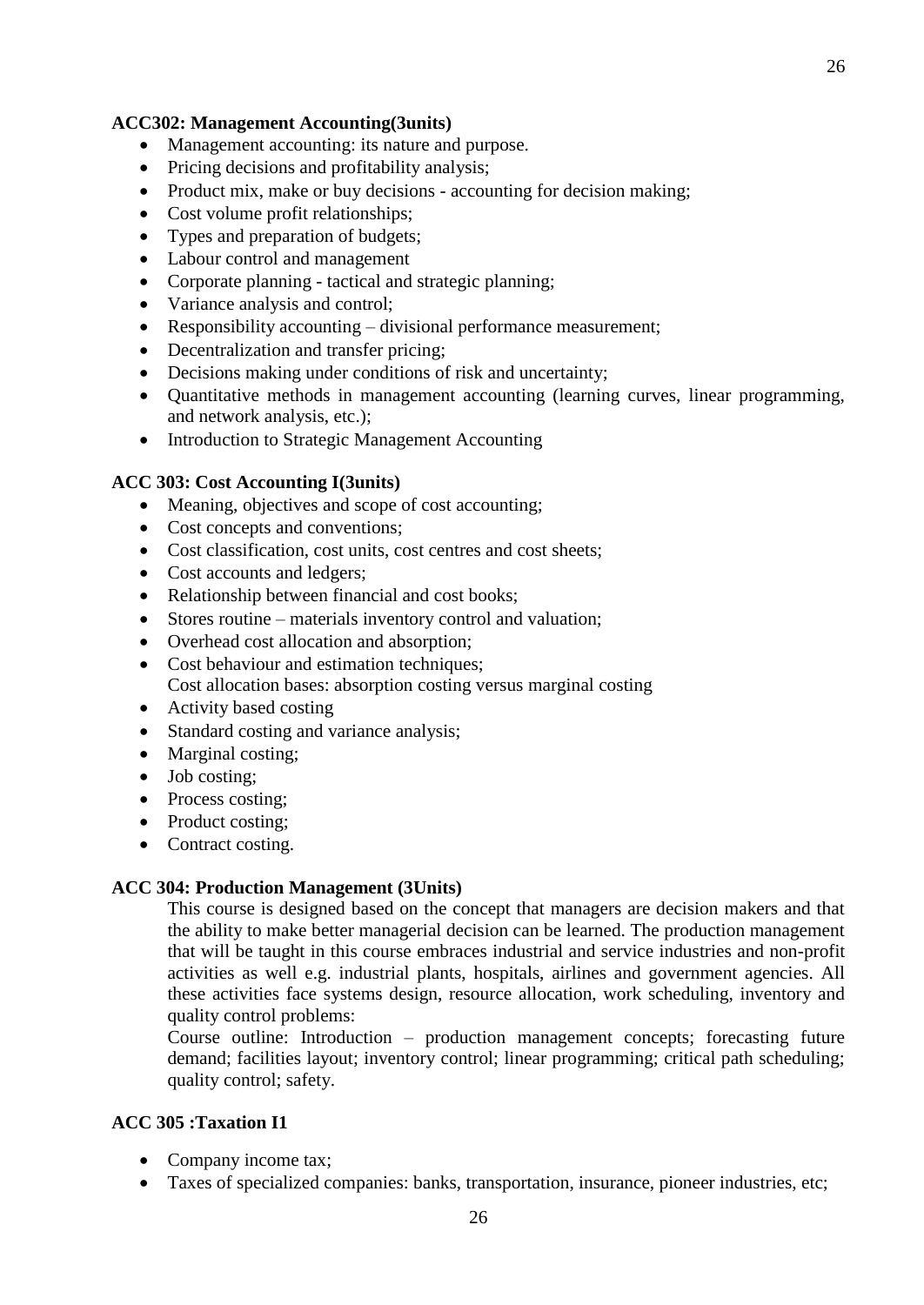**ACC302: Management Accounting(3units)**

- Management accounting: its nature and purpose.
- Pricing decisions and profitability analysis;
- Product mix, make or buy decisions - accounting for decision making;
- Cost volume profit relationships;
- Types and preparation of budgets;
- Labour control and management
- Corporate planning - tactical and strategic planning;
- Variance analysis and control;
- Responsibility accounting – divisional performance measurement;
- Decentralization and transfer pricing;
- Decisions making under conditions of risk and uncertainty;
- Quantitative methods in management accounting (learning curves, linear programming, and network analysis, etc.);
- Introduction to Strategic Management Accounting

**ACC 303: Cost Accounting I(3units)**

- Meaning, objectives and scope of cost accounting;
- Cost concepts and conventions;
- Cost classification, cost units, cost centres and cost sheets;
- Cost accounts and ledgers;
- Relationship between financial and cost books;
- Stores routine – materials inventory control and valuation;
- Overhead cost allocation and absorption;
- Cost behaviour and estimation techniques;
  Cost allocation bases: absorption costing versus marginal costing
- Activity based costing
- Standard costing and variance analysis;
- Marginal costing;
- Job costing;
- Process costing;
- Product costing;
- Contract costing.

**ACC 304: Production Management (3Units)**

This course is designed based on the concept that managers are decision makers and that the ability to make better managerial decision can be learned. The production management that will be taught in this course embraces industrial and service industries and non-profit activities as well e.g. industrial plants, hospitals, airlines and government agencies. All these activities face systems design, resource allocation, work scheduling, inventory and quality control problems:

Course outline: Introduction – production management concepts; forecasting future demand; facilities layout; inventory control; linear programming; critical path scheduling; quality control; safety.

**ACC 305 :Taxation I1**

- Company income tax;
- Taxes of specialized companies: banks, transportation, insurance, pioneer industries, etc;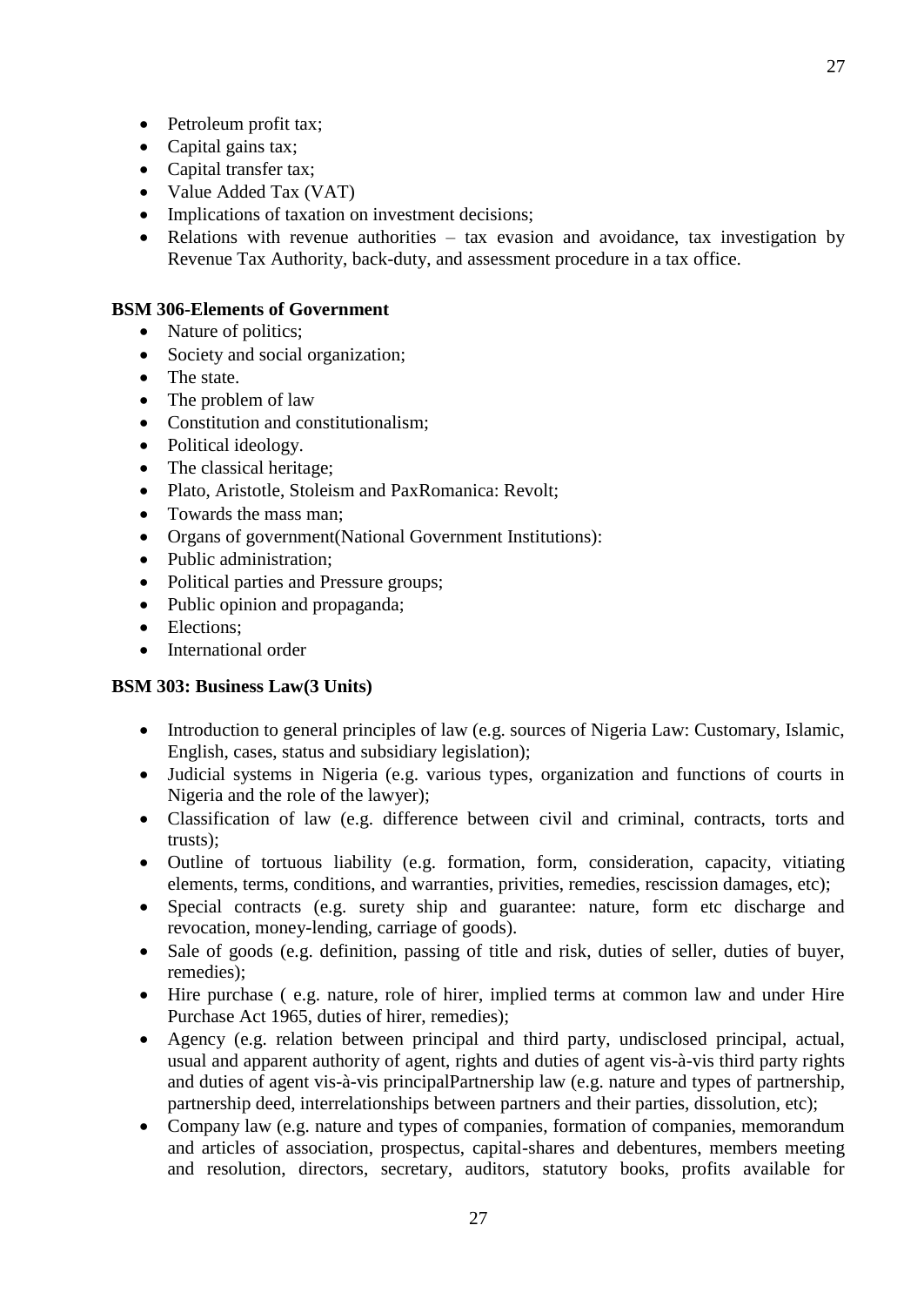- Petroleum profit tax;
- Capital gains tax;
- Capital transfer tax;
- Value Added Tax (VAT)
- Implications of taxation on investment decisions;
- Relations with revenue authorities – tax evasion and avoidance, tax investigation by Revenue Tax Authority, back-duty, and assessment procedure in a tax office.

**BSM 306-Elements of Government**

- Nature of politics;
- Society and social organization;
- The state.
- The problem of law
- Constitution and constitutionalism;
- Political ideology.
- The classical heritage;
- Plato, Aristotle, Stoleism and PaxRomanica: Revolt;
- Towards the mass man;
- Organs of government(National Government Institutions):
- Public administration;
- Political parties and Pressure groups;
- Public opinion and propaganda;
- Elections;
- International order

**BSM 303: Business Law(3 Units)**

- Introduction to general principles of law (e.g. sources of Nigeria Law: Customary, Islamic, English, cases, status and subsidiary legislation);
- Judicial systems in Nigeria (e.g. various types, organization and functions of courts in Nigeria and the role of the lawyer);
- Classification of law (e.g. difference between civil and criminal, contracts, torts and trusts);
- Outline of tortuous liability (e.g. formation, form, consideration, capacity, vitiating elements, terms, conditions, and warranties, privities, remedies, rescission damages, etc);
- Special contracts (e.g. surety ship and guarantee: nature, form etc discharge and revocation, money-lending, carriage of goods).
- Sale of goods (e.g. definition, passing of title and risk, duties of seller, duties of buyer, remedies);
- Hire purchase ( e.g. nature, role of hirer, implied terms at common law and under Hire Purchase Act 1965, duties of hirer, remedies);
- Agency (e.g. relation between principal and third party, undisclosed principal, actual, usual and apparent authority of agent, rights and duties of agent vis-à-vis third party rights and duties of agent vis-à-vis principalPartnership law (e.g. nature and types of partnership, partnership deed, interrelationships between partners and their parties, dissolution, etc);
- Company law (e.g. nature and types of companies, formation of companies, memorandum and articles of association, prospectus, capital-shares and debentures, members meeting and resolution, directors, secretary, auditors, statutory books, profits available for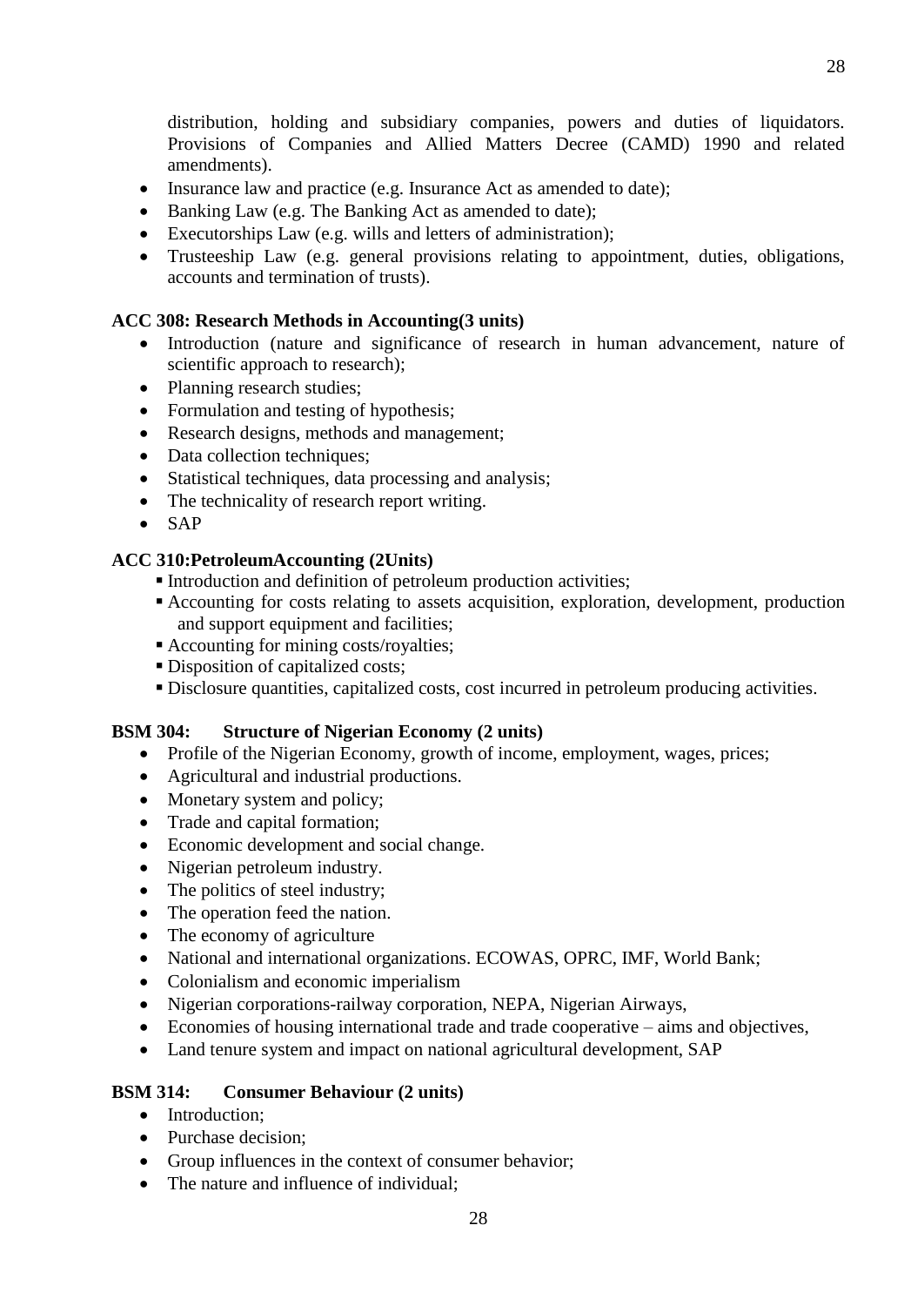distribution, holding and subsidiary companies, powers and duties of liquidators. Provisions of Companies and Allied Matters Decree (CAMD) 1990 and related amendments).

- Insurance law and practice (e.g. Insurance Act as amended to date);
- Banking Law (e.g. The Banking Act as amended to date);
- Executorships Law (e.g. wills and letters of administration);
- Trusteeship Law (e.g. general provisions relating to appointment, duties, obligations, accounts and termination of trusts).

**ACC 308: Research Methods in Accounting(3 units)**

- Introduction (nature and significance of research in human advancement, nature of scientific approach to research);
- Planning research studies;
- Formulation and testing of hypothesis;
- Research designs, methods and management;
- Data collection techniques;
- Statistical techniques, data processing and analysis;
- The technicality of research report writing.
- SAP

**ACC 310:PetroleumAccounting (2Units)**

- Introduction and definition of petroleum production activities;
- Accounting for costs relating to assets acquisition, exploration, development, production and support equipment and facilities;
- Accounting for mining costs/royalties;
- Disposition of capitalized costs;
- Disclosure quantities, capitalized costs, cost incurred in petroleum producing activities.

**BSM 304: Structure of Nigerian Economy (2 units)**

- Profile of the Nigerian Economy, growth of income, employment, wages, prices;
- Agricultural and industrial productions.
- Monetary system and policy;
- Trade and capital formation;
- Economic development and social change.
- Nigerian petroleum industry.
- The politics of steel industry;
- The operation feed the nation.
- The economy of agriculture
- National and international organizations. ECOWAS, OPRC, IMF, World Bank;
- Colonialism and economic imperialism
- Nigerian corporations-railway corporation, NEPA, Nigerian Airways,
- Economies of housing international trade and trade cooperative – aims and objectives,
- Land tenure system and impact on national agricultural development, SAP

**BSM 314: Consumer Behaviour (2 units)**

- Introduction;
- Purchase decision;
- Group influences in the context of consumer behavior;
- The nature and influence of individual;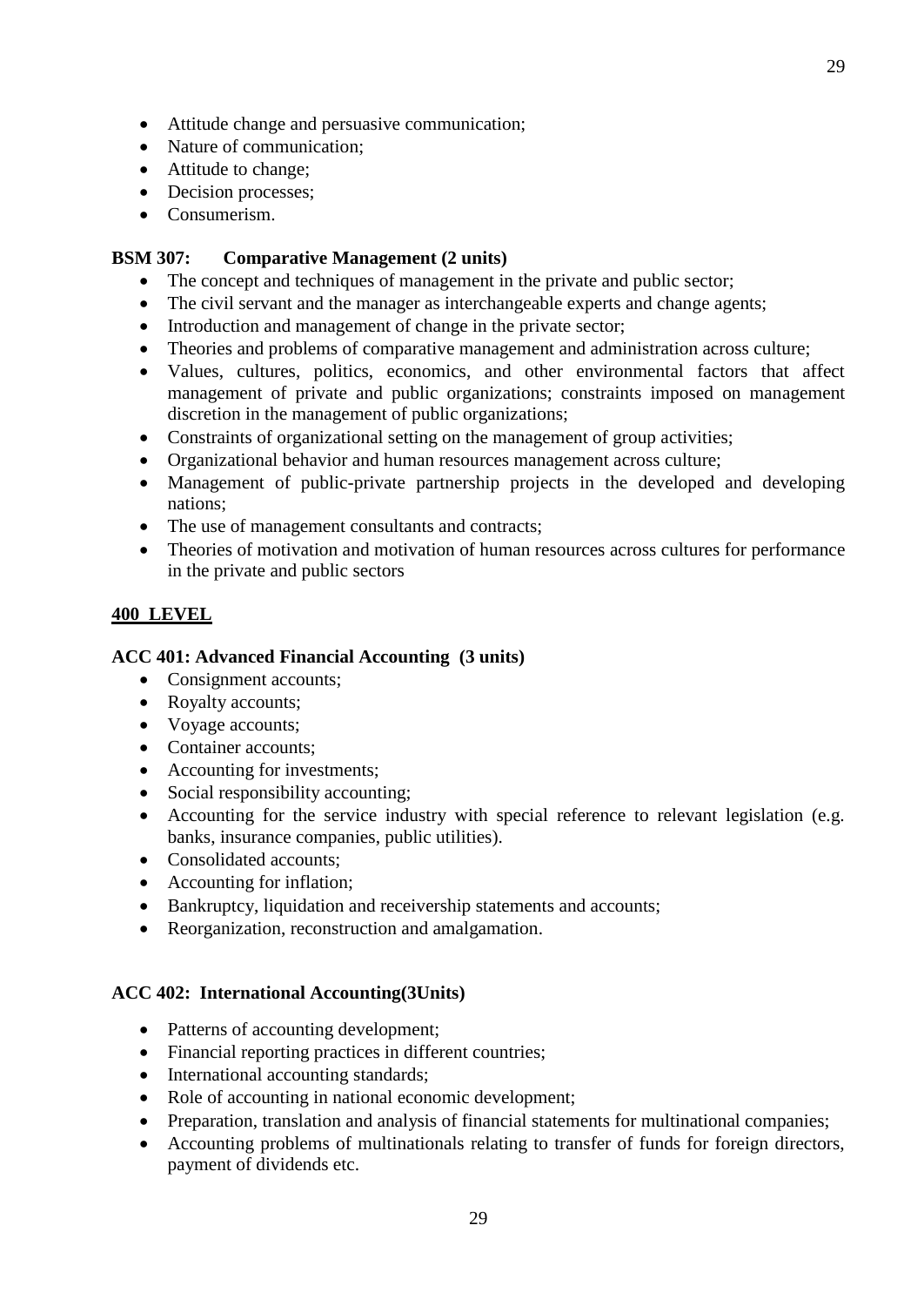- Attitude change and persuasive communication;
- Nature of communication;
- Attitude to change;
- Decision processes;
- Consumerism.

**BSM 307: Comparative Management (2 units)**

- The concept and techniques of management in the private and public sector;
- The civil servant and the manager as interchangeable experts and change agents;
- Introduction and management of change in the private sector;
- Theories and problems of comparative management and administration across culture;
- Values, cultures, politics, economics, and other environmental factors that affect management of private and public organizations; constraints imposed on management discretion in the management of public organizations;
- Constraints of organizational setting on the management of group activities;
- Organizational behavior and human resources management across culture;
- Management of public-private partnership projects in the developed and developing nations;
- The use of management consultants and contracts;
- Theories of motivation and motivation of human resources across cultures for performance in the private and public sectors

## 400 LEVEL

**ACC 401: Advanced Financial Accounting (3 units)**

- Consignment accounts;
- Royalty accounts;
- Voyage accounts;
- Container accounts;
- Accounting for investments;
- Social responsibility accounting;
- Accounting for the service industry with special reference to relevant legislation (e.g. banks, insurance companies, public utilities).
- Consolidated accounts;
- Accounting for inflation;
- Bankruptcy, liquidation and receivership statements and accounts;
- Reorganization, reconstruction and amalgamation.

**ACC 402: International Accounting(3Units)**

- Patterns of accounting development;
- Financial reporting practices in different countries;
- International accounting standards;
- Role of accounting in national economic development;
- Preparation, translation and analysis of financial statements for multinational companies;
- Accounting problems of multinationals relating to transfer of funds for foreign directors, payment of dividends etc.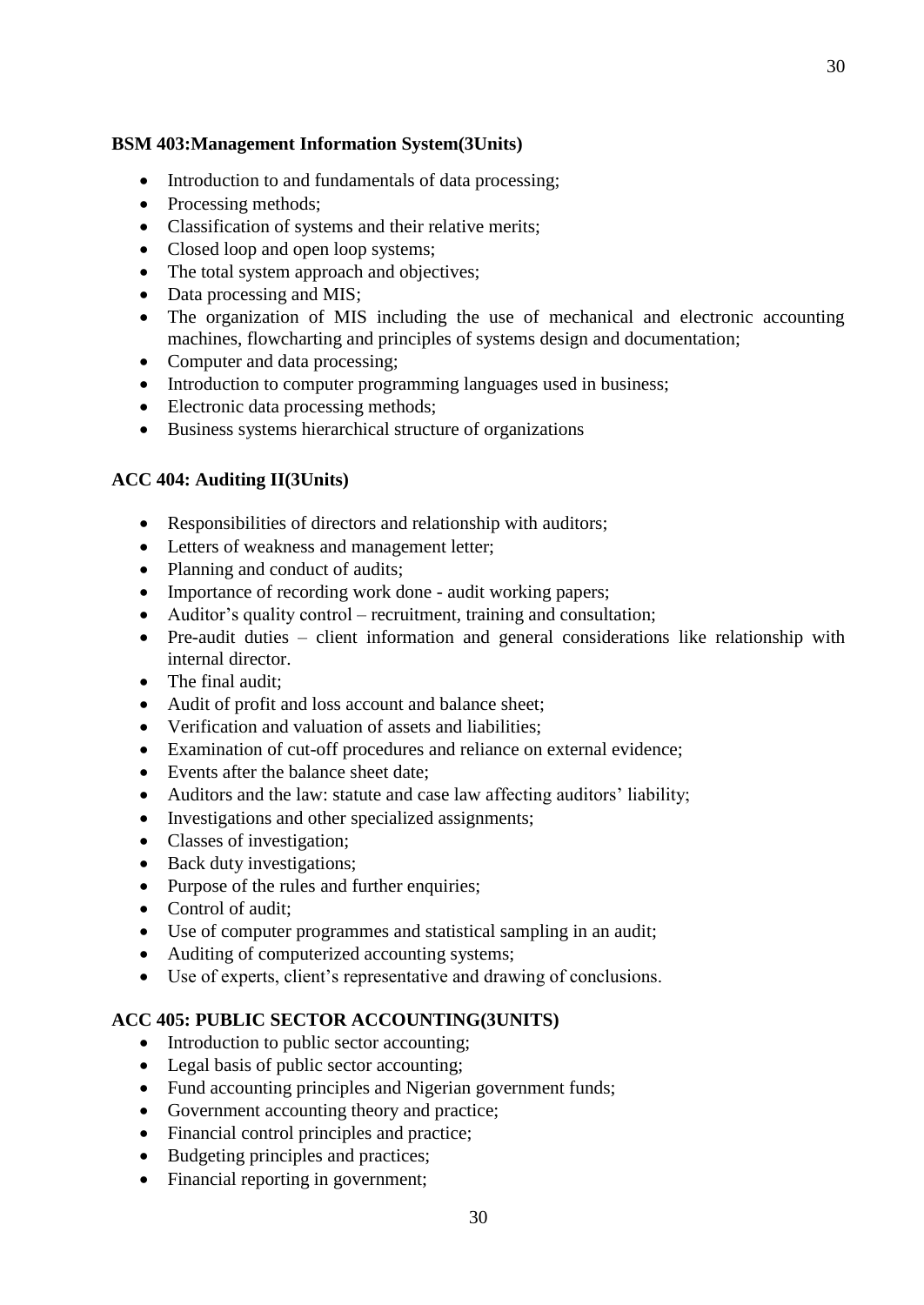**BSM 403:Management Information System(3Units)**

- Introduction to and fundamentals of data processing;
- Processing methods;
- Classification of systems and their relative merits;
- Closed loop and open loop systems;
- The total system approach and objectives;
- Data processing and MIS;
- The organization of MIS including the use of mechanical and electronic accounting machines, flowcharting and principles of systems design and documentation;
- Computer and data processing;
- Introduction to computer programming languages used in business;
- Electronic data processing methods;
- Business systems hierarchical structure of organizations

**ACC 404: Auditing II(3Units)**

- Responsibilities of directors and relationship with auditors;
- Letters of weakness and management letter;
- Planning and conduct of audits;
- Importance of recording work done - audit working papers;
- Auditor's quality control – recruitment, training and consultation;
- Pre-audit duties – client information and general considerations like relationship with internal director.
- The final audit;
- Audit of profit and loss account and balance sheet;
- Verification and valuation of assets and liabilities;
- Examination of cut-off procedures and reliance on external evidence;
- Events after the balance sheet date;
- Auditors and the law: statute and case law affecting auditors' liability;
- Investigations and other specialized assignments;
- Classes of investigation;
- Back duty investigations;
- Purpose of the rules and further enquiries;
- Control of audit;
- Use of computer programmes and statistical sampling in an audit;
- Auditing of computerized accounting systems;
- Use of experts, client's representative and drawing of conclusions.

**ACC 405: PUBLIC SECTOR ACCOUNTING(3UNITS)**

- Introduction to public sector accounting;
- Legal basis of public sector accounting;
- Fund accounting principles and Nigerian government funds;
- Government accounting theory and practice;
- Financial control principles and practice;
- Budgeting principles and practices;
- Financial reporting in government;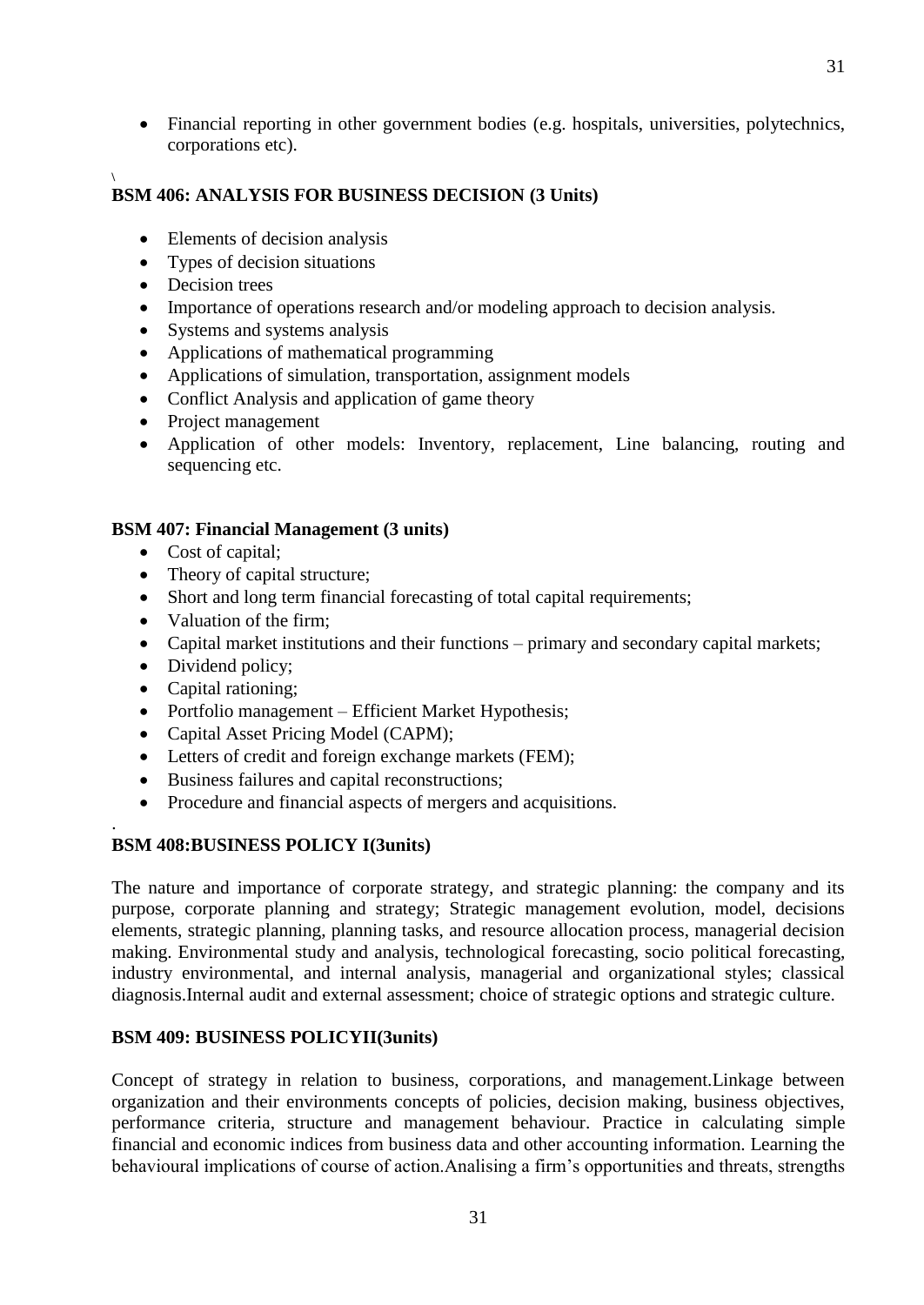- Financial reporting in other government bodies (e.g. hospitals, universities, polytechnics, corporations etc).

\

### BSM 406: ANALYSIS FOR BUSINESS DECISION (3 Units)

- Elements of decision analysis
- Types of decision situations
- Decision trees
- Importance of operations research and/or modeling approach to decision analysis.
- Systems and systems analysis
- Applications of mathematical programming
- Applications of simulation, transportation, assignment models
- Conflict Analysis and application of game theory
- Project management
- Application of other models: Inventory, replacement, Line balancing, routing and sequencing etc.

### BSM 407: Financial Management (3 units)

- Cost of capital;
- Theory of capital structure;
- Short and long term financial forecasting of total capital requirements;
- Valuation of the firm;
- Capital market institutions and their functions – primary and secondary capital markets;
- Dividend policy;
- Capital rationing;
- Portfolio management – Efficient Market Hypothesis;
- Capital Asset Pricing Model (CAPM);
- Letters of credit and foreign exchange markets (FEM);
- Business failures and capital reconstructions;
- Procedure and financial aspects of mergers and acquisitions.

.

### BSM 408:BUSINESS POLICY I(3units)

The nature and importance of corporate strategy, and strategic planning: the company and its purpose, corporate planning and strategy; Strategic management evolution, model, decisions elements, strategic planning, planning tasks, and resource allocation process, managerial decision making. Environmental study and analysis, technological forecasting, socio political forecasting, industry environmental, and internal analysis, managerial and organizational styles; classical diagnosis.Internal audit and external assessment; choice of strategic options and strategic culture.

### BSM 409: BUSINESS POLICYII(3units)

Concept of strategy in relation to business, corporations, and management.Linkage between organization and their environments concepts of policies, decision making, business objectives, performance criteria, structure and management behaviour. Practice in calculating simple financial and economic indices from business data and other accounting information. Learning the behavioural implications of course of action.Analising a firm's opportunities and threats, strengths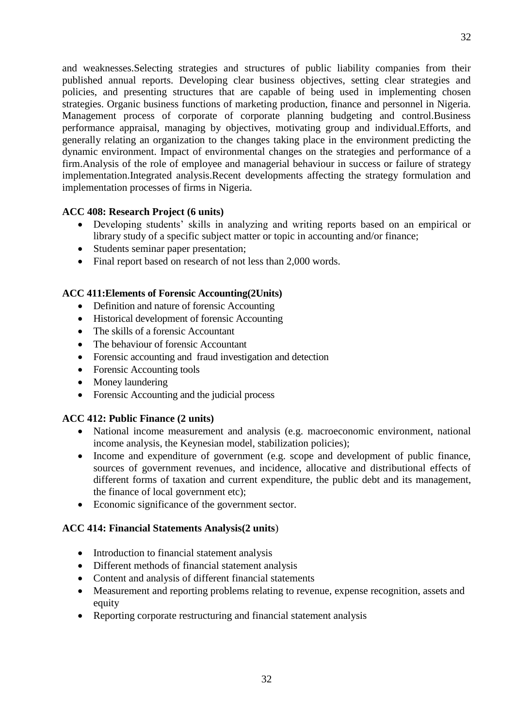and weaknesses.Selecting strategies and structures of public liability companies from their published annual reports. Developing clear business objectives, setting clear strategies and policies, and presenting structures that are capable of being used in implementing chosen strategies. Organic business functions of marketing production, finance and personnel in Nigeria. Management process of corporate of corporate planning budgeting and control.Business performance appraisal, managing by objectives, motivating group and individual.Efforts, and generally relating an organization to the changes taking place in the environment predicting the dynamic environment. Impact of environmental changes on the strategies and performance of a firm.Analysis of the role of employee and managerial behaviour in success or failure of strategy implementation.Integrated analysis.Recent developments affecting the strategy formulation and implementation processes of firms in Nigeria.

**ACC 408: Research Project (6 units)**

- Developing students' skills in analyzing and writing reports based on an empirical or library study of a specific subject matter or topic in accounting and/or finance;
- Students seminar paper presentation;
- Final report based on research of not less than 2,000 words.

**ACC 411:Elements of Forensic Accounting(2Units)**

- Definition and nature of forensic Accounting
- Historical development of forensic Accounting
- The skills of a forensic Accountant
- The behaviour of forensic Accountant
- Forensic accounting and fraud investigation and detection
- Forensic Accounting tools
- Money laundering
- Forensic Accounting and the judicial process

**ACC 412: Public Finance (2 units)**

- National income measurement and analysis (e.g. macroeconomic environment, national income analysis, the Keynesian model, stabilization policies);
- Income and expenditure of government (e.g. scope and development of public finance, sources of government revenues, and incidence, allocative and distributional effects of different forms of taxation and current expenditure, the public debt and its management, the finance of local government etc);
- Economic significance of the government sector.

**ACC 414: Financial Statements Analysis(2 units**)

- Introduction to financial statement analysis
- Different methods of financial statement analysis
- Content and analysis of different financial statements
- Measurement and reporting problems relating to revenue, expense recognition, assets and equity
- Reporting corporate restructuring and financial statement analysis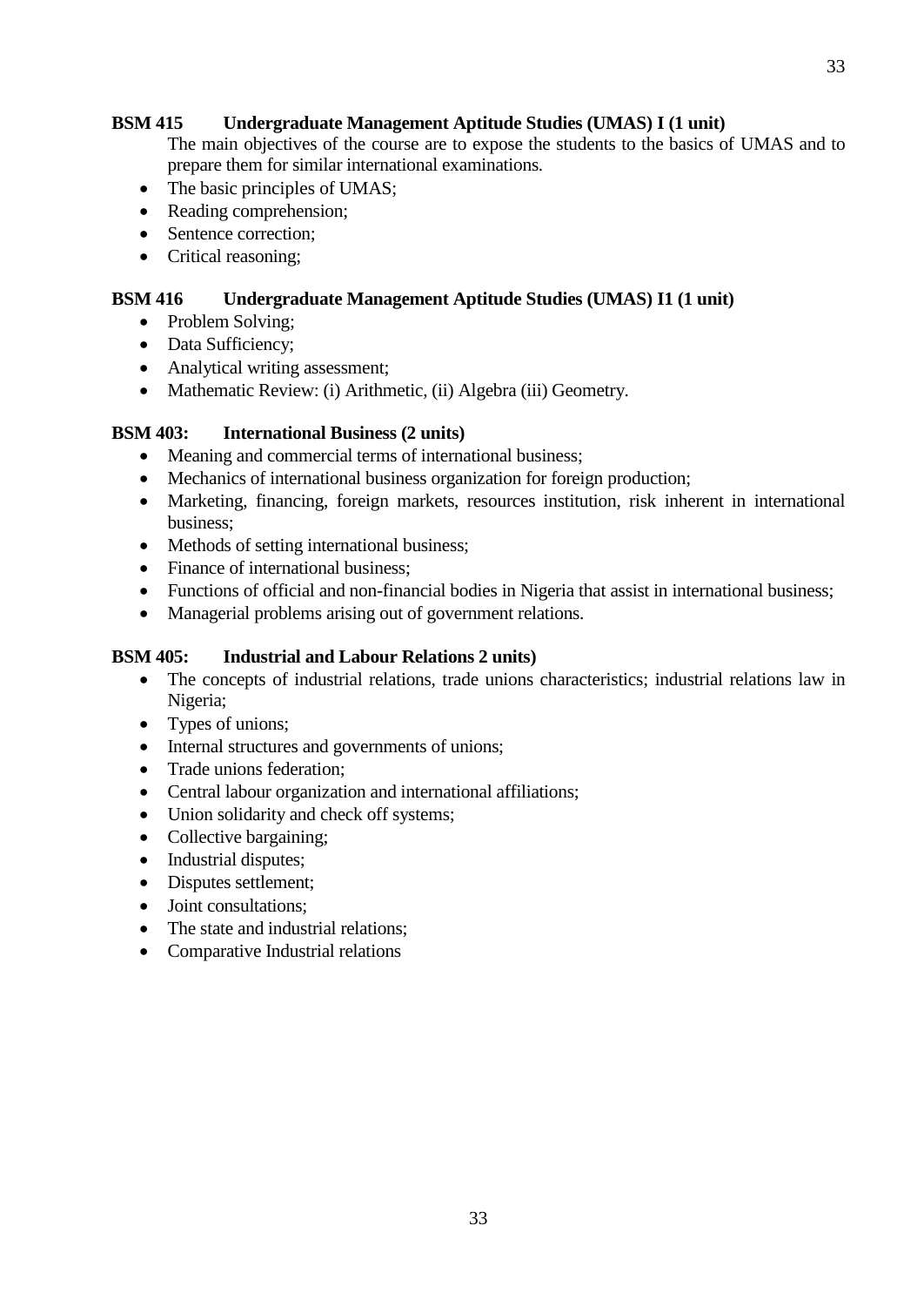**BSM 415 Undergraduate Management Aptitude Studies (UMAS) I (1 unit)**

The main objectives of the course are to expose the students to the basics of UMAS and to prepare them for similar international examinations.

- The basic principles of UMAS;
- Reading comprehension;
- Sentence correction;
- Critical reasoning;

**BSM 416 Undergraduate Management Aptitude Studies (UMAS) I1 (1 unit)**

- Problem Solving;
- Data Sufficiency;
- Analytical writing assessment;
- Mathematic Review: (i) Arithmetic, (ii) Algebra (iii) Geometry.

**BSM 403: International Business (2 units)**

- Meaning and commercial terms of international business;
- Mechanics of international business organization for foreign production;
- Marketing, financing, foreign markets, resources institution, risk inherent in international business;
- Methods of setting international business;
- Finance of international business;
- Functions of official and non-financial bodies in Nigeria that assist in international business;
- Managerial problems arising out of government relations.

**BSM 405: Industrial and Labour Relations 2 units)**

- The concepts of industrial relations, trade unions characteristics; industrial relations law in Nigeria;
- Types of unions;
- Internal structures and governments of unions;
- Trade unions federation;
- Central labour organization and international affiliations;
- Union solidarity and check off systems;
- Collective bargaining;
- Industrial disputes;
- Disputes settlement;
- Joint consultations;
- The state and industrial relations;
- Comparative Industrial relations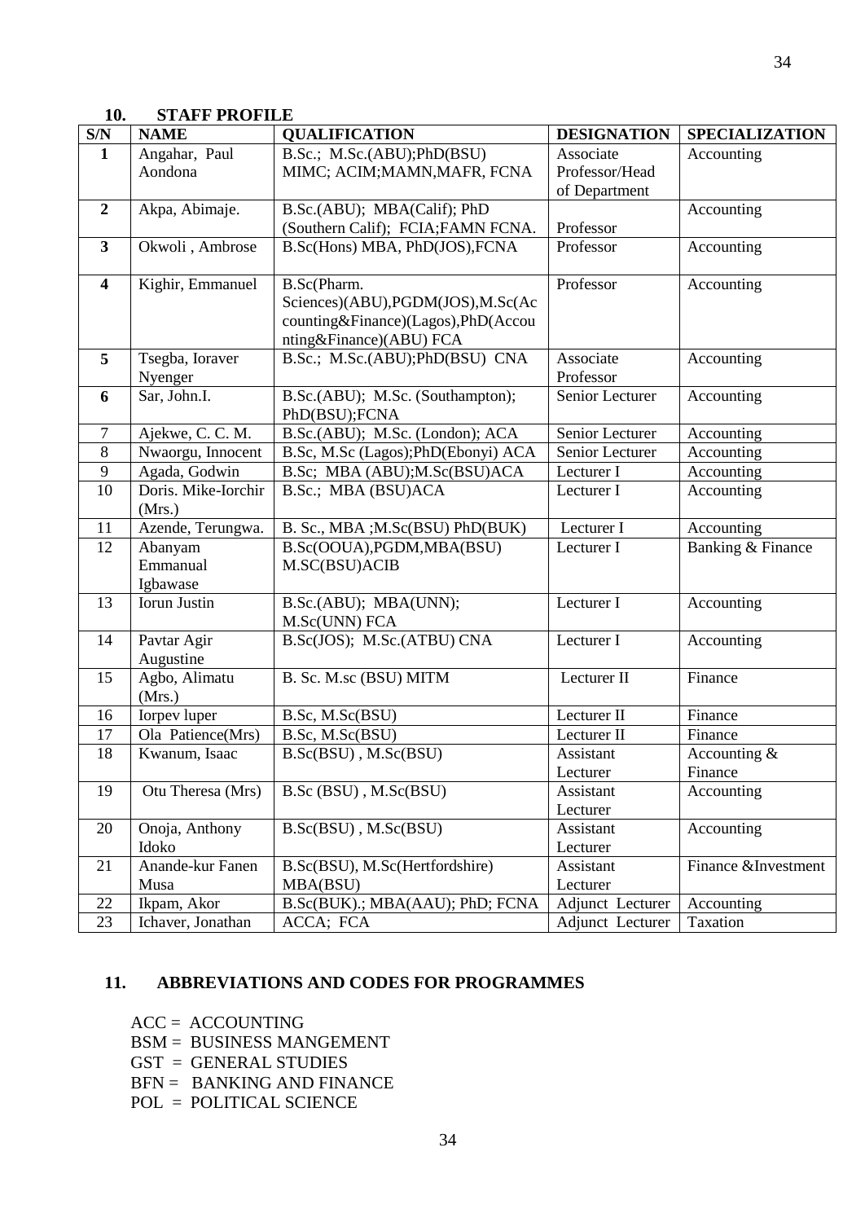## 10. STAFF PROFILE

| S/N | NAME | QUALIFICATION | DESIGNATION | SPECIALIZATION |
|---|---|---|---|---|
| 1 | Angahar, Paul Aondona | B.Sc.; M.Sc.(ABU);PhD(BSU) MIMC; ACIM;MAMN,MAFR, FCNA | Associate Professor/Head of Department | Accounting |
| 2 | Akpa, Abimaje. | B.Sc.(ABU); MBA(Calif); PhD (Southern Calif); FCIA;FAMN FCNA. | Professor | Accounting |
| 3 | Okwoli , Ambrose | B.Sc(Hons) MBA, PhD(JOS),FCNA | Professor | Accounting |
| 4 | Kighir, Emmanuel | B.Sc(Pharm. Sciences)(ABU),PGDM(JOS),M.Sc(Accounting&Finance)(Lagos),PhD(Accounting&Finance)(ABU) FCA | Professor | Accounting |
| 5 | Tsegba, Ioraver Nyenger | B.Sc.; M.Sc.(ABU);PhD(BSU) CNA | Associate Professor | Accounting |
| 6 | Sar, John.I. | B.Sc.(ABU); M.Sc. (Southampton); PhD(BSU);FCNA | Senior Lecturer | Accounting |
| 7 | Ajekwe, C. C. M. | B.Sc.(ABU); M.Sc. (London); ACA | Senior Lecturer | Accounting |
| 8 | Nwaorgu, Innocent | B.Sc, M.Sc (Lagos);PhD(Ebonyi) ACA | Senior Lecturer | Accounting |
| 9 | Agada, Godwin | B.Sc; MBA (ABU);M.Sc(BSU)ACA | Lecturer I | Accounting |
| 10 | Doris. Mike-Iorchir (Mrs.) | B.Sc.; MBA (BSU)ACA | Lecturer I | Accounting |
| 11 | Azende, Terungwa. | B. Sc., MBA ;M.Sc(BSU) PhD(BUK) | Lecturer I | Accounting |
| 12 | Abanyam Emmanual Igbawase | B.Sc(OOUA),PGDM,MBA(BSU) M.SC(BSU)ACIB | Lecturer I | Banking & Finance |
| 13 | Iorun Justin | B.Sc.(ABU); MBA(UNN); M.Sc(UNN) FCA | Lecturer I | Accounting |
| 14 | Pavtar Agir Augustine | B.Sc(JOS); M.Sc.(ATBU) CNA | Lecturer I | Accounting |
| 15 | Agbo, Alimatu (Mrs.) | B. Sc. M.sc (BSU) MITM | Lecturer II | Finance |
| 16 | Iorpev luper | B.Sc, M.Sc(BSU) | Lecturer II | Finance |
| 17 | Ola Patience(Mrs) | B.Sc, M.Sc(BSU) | Lecturer II | Finance |
| 18 | Kwanum, Isaac | B.Sc(BSU) , M.Sc(BSU) | Assistant Lecturer | Accounting & Finance |
| 19 | Otu Theresa (Mrs) | B.Sc (BSU) , M.Sc(BSU) | Assistant Lecturer | Accounting |
| 20 | Onoja, Anthony Idoko | B.Sc(BSU) , M.Sc(BSU) | Assistant Lecturer | Accounting |
| 21 | Anande-kur Fanen Musa | B.Sc(BSU), M.Sc(Hertfordshire) MBA(BSU) | Assistant Lecturer | Finance &Investment |
| 22 | Ikpam, Akor | B.Sc(BUK).; MBA(AAU); PhD; FCNA | Adjunct Lecturer | Accounting |
| 23 | Ichaver, Jonathan | ACCA; FCA | Adjunct Lecturer | Taxation |

## 11. ABBREVIATIONS AND CODES FOR PROGRAMMES

ACC = ACCOUNTING
BSM = BUSINESS MANGEMENT
GST = GENERAL STUDIES
BFN = BANKING AND FINANCE
POL = POLITICAL SCIENCE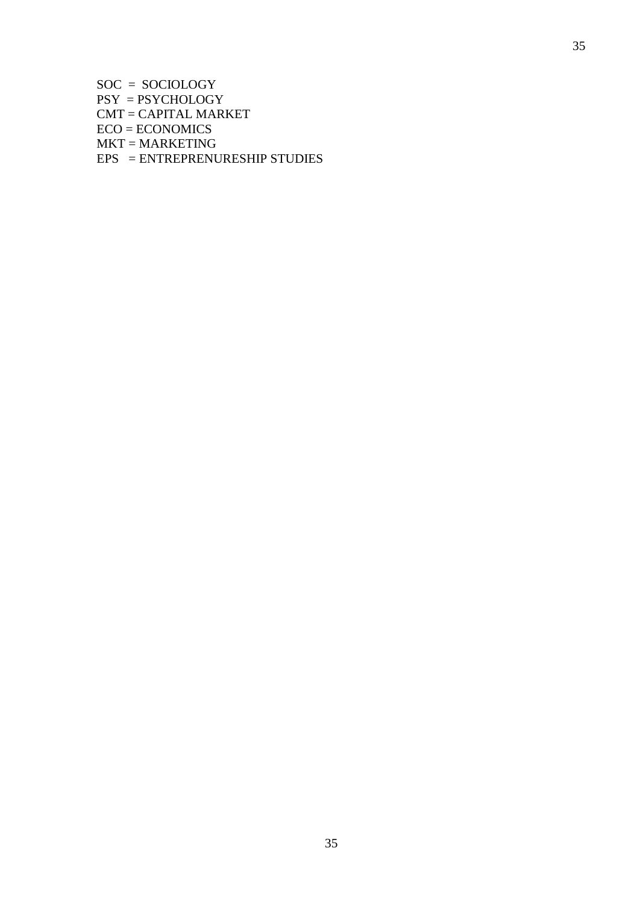SOC = SOCIOLOGY
PSY = PSYCHOLOGY
CMT = CAPITAL MARKET
ECO = ECONOMICS
MKT = MARKETING
EPS = ENTREPRENURESHIP STUDIES